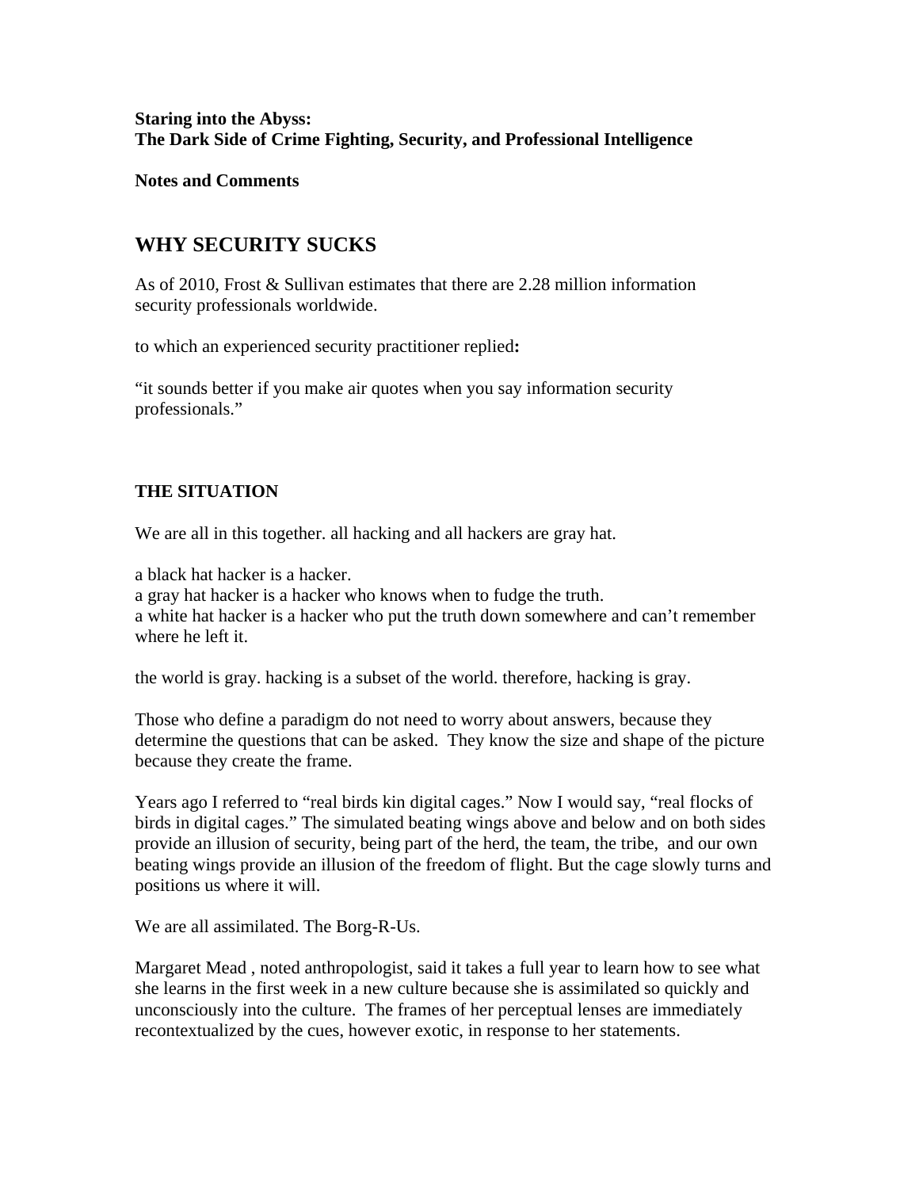**Staring into the Abyss:**
**The Dark Side of Crime Fighting, Security, and Professional Intelligence**

**Notes and Comments**

## WHY SECURITY SUCKS

As of 2010, Frost & Sullivan estimates that there are 2.28 million information security professionals worldwide.

to which an experienced security practitioner replied**:**

"it sounds better if you make air quotes when you say information security professionals."

### THE SITUATION

We are all in this together. all hacking and all hackers are gray hat.

a black hat hacker is a hacker.
a gray hat hacker is a hacker who knows when to fudge the truth.
a white hat hacker is a hacker who put the truth down somewhere and can't remember where he left it.

the world is gray. hacking is a subset of the world. therefore, hacking is gray.

Those who define a paradigm do not need to worry about answers, because they determine the questions that can be asked. They know the size and shape of the picture because they create the frame.

Years ago I referred to "real birds kin digital cages." Now I would say, "real flocks of birds in digital cages." The simulated beating wings above and below and on both sides provide an illusion of security, being part of the herd, the team, the tribe, and our own beating wings provide an illusion of the freedom of flight. But the cage slowly turns and positions us where it will.

We are all assimilated. The Borg-R-Us.

Margaret Mead , noted anthropologist, said it takes a full year to learn how to see what she learns in the first week in a new culture because she is assimilated so quickly and unconsciously into the culture. The frames of her perceptual lenses are immediately recontextualized by the cues, however exotic, in response to her statements.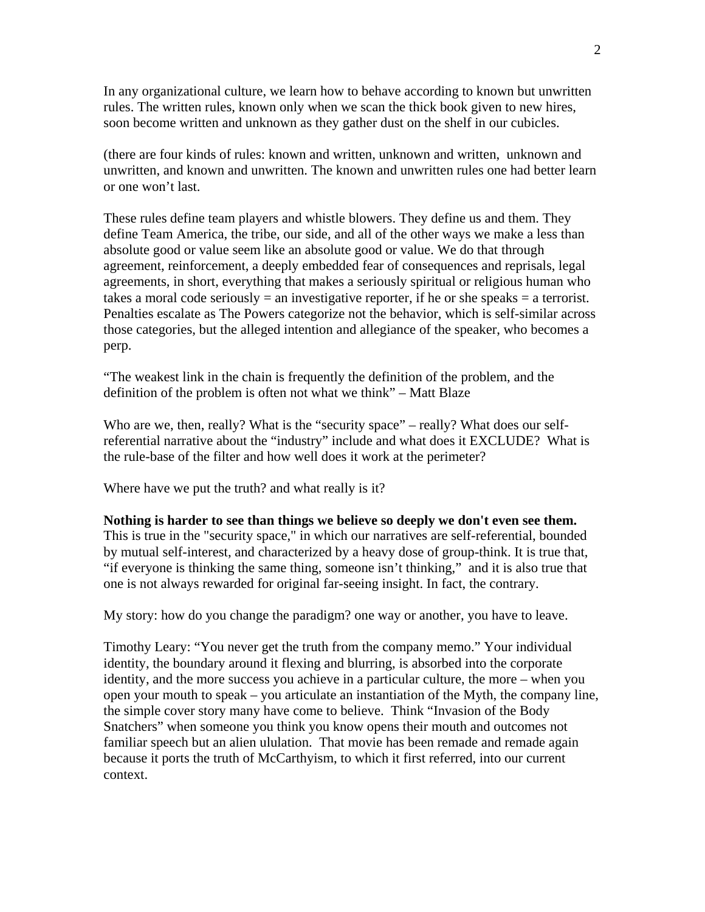In any organizational culture, we learn how to behave according to known but unwritten rules. The written rules, known only when we scan the thick book given to new hires, soon become written and unknown as they gather dust on the shelf in our cubicles.

(there are four kinds of rules: known and written, unknown and written, unknown and unwritten, and known and unwritten. The known and unwritten rules one had better learn or one won't last.

These rules define team players and whistle blowers. They define us and them. They define Team America, the tribe, our side, and all of the other ways we make a less than absolute good or value seem like an absolute good or value. We do that through agreement, reinforcement, a deeply embedded fear of consequences and reprisals, legal agreements, in short, everything that makes a seriously spiritual or religious human who takes a moral code seriously = an investigative reporter, if he or she speaks = a terrorist. Penalties escalate as The Powers categorize not the behavior, which is self-similar across those categories, but the alleged intention and allegiance of the speaker, who becomes a perp.

"The weakest link in the chain is frequently the definition of the problem, and the definition of the problem is often not what we think" – Matt Blaze

Who are we, then, really? What is the "security space" – really? What does our self-referential narrative about the "industry" include and what does it EXCLUDE? What is the rule-base of the filter and how well does it work at the perimeter?

Where have we put the truth? and what really is it?

**Nothing is harder to see than things we believe so deeply we don't even see them.** This is true in the "security space," in which our narratives are self-referential, bounded by mutual self-interest, and characterized by a heavy dose of group-think. It is true that, "if everyone is thinking the same thing, someone isn't thinking," and it is also true that one is not always rewarded for original far-seeing insight. In fact, the contrary.

My story: how do you change the paradigm? one way or another, you have to leave.

Timothy Leary: "You never get the truth from the company memo." Your individual identity, the boundary around it flexing and blurring, is absorbed into the corporate identity, and the more success you achieve in a particular culture, the more – when you open your mouth to speak – you articulate an instantiation of the Myth, the company line, the simple cover story many have come to believe. Think "Invasion of the Body Snatchers" when someone you think you know opens their mouth and outcomes not familiar speech but an alien ululation. That movie has been remade and remade again because it ports the truth of McCarthyism, to which it first referred, into our current context.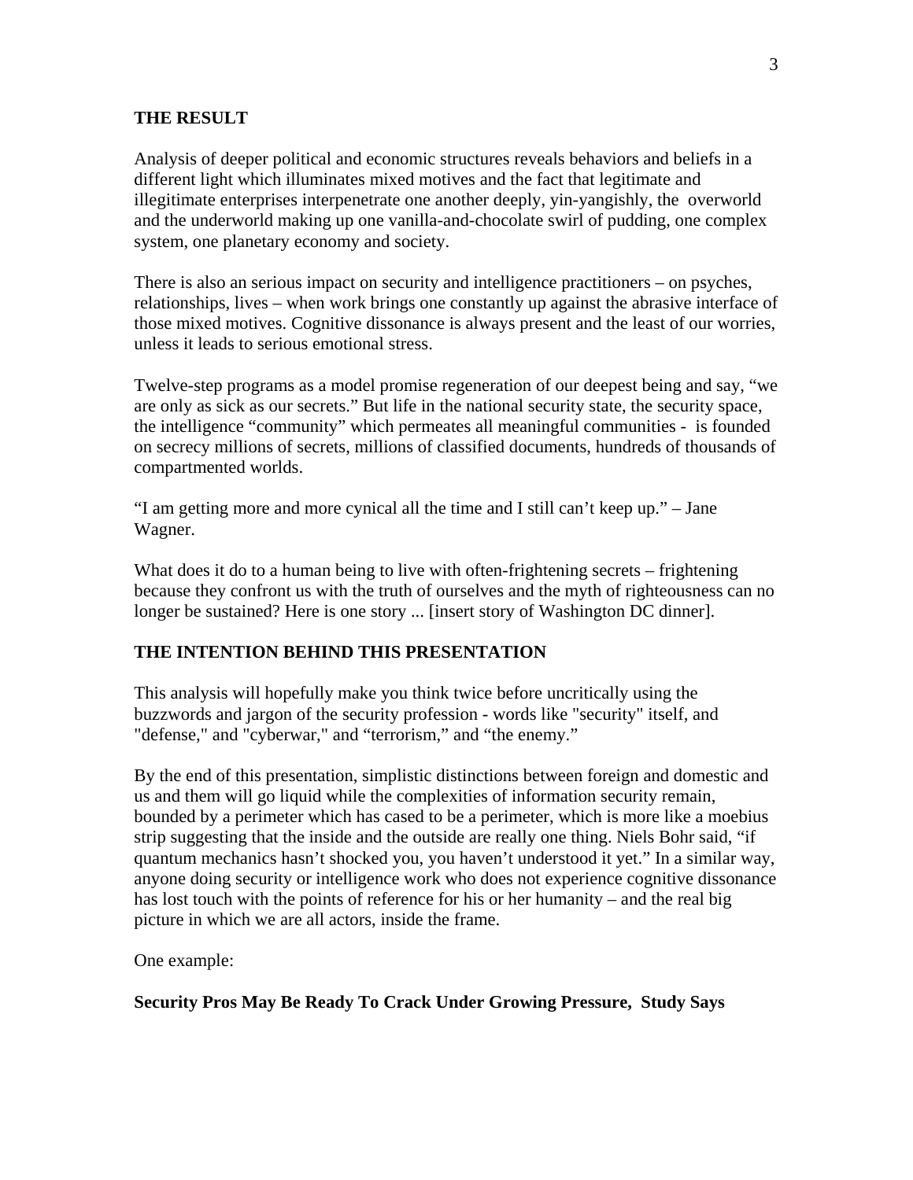**THE RESULT**

Analysis of deeper political and economic structures reveals behaviors and beliefs in a different light which illuminates mixed motives and the fact that legitimate and illegitimate enterprises interpenetrate one another deeply, yin-yangishly, the overworld and the underworld making up one vanilla-and-chocolate swirl of pudding, one complex system, one planetary economy and society.

There is also an serious impact on security and intelligence practitioners – on psyches, relationships, lives – when work brings one constantly up against the abrasive interface of those mixed motives. Cognitive dissonance is always present and the least of our worries, unless it leads to serious emotional stress.

Twelve-step programs as a model promise regeneration of our deepest being and say, "we are only as sick as our secrets." But life in the national security state, the security space, the intelligence "community" which permeates all meaningful communities - is founded on secrecy millions of secrets, millions of classified documents, hundreds of thousands of compartmented worlds.

"I am getting more and more cynical all the time and I still can't keep up." – Jane Wagner.

What does it do to a human being to live with often-frightening secrets – frightening because they confront us with the truth of ourselves and the myth of righteousness can no longer be sustained? Here is one story ... [insert story of Washington DC dinner].

**THE INTENTION BEHIND THIS PRESENTATION**

This analysis will hopefully make you think twice before uncritically using the buzzwords and jargon of the security profession - words like "security" itself, and "defense," and "cyberwar," and "terrorism," and "the enemy."

By the end of this presentation, simplistic distinctions between foreign and domestic and us and them will go liquid while the complexities of information security remain, bounded by a perimeter which has cased to be a perimeter, which is more like a moebius strip suggesting that the inside and the outside are really one thing. Niels Bohr said, "if quantum mechanics hasn't shocked you, you haven't understood it yet." In a similar way, anyone doing security or intelligence work who does not experience cognitive dissonance has lost touch with the points of reference for his or her humanity – and the real big picture in which we are all actors, inside the frame.

One example:

**Security Pros May Be Ready To Crack Under Growing Pressure, Study Says**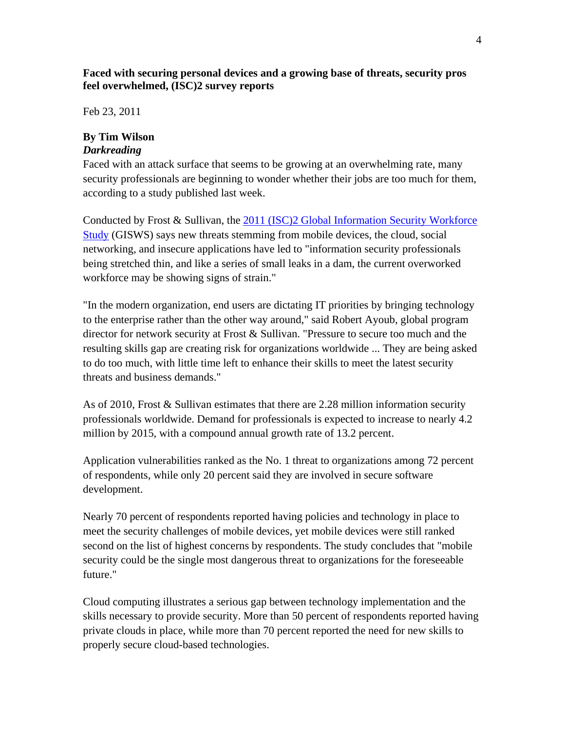**Faced with securing personal devices and a growing base of threats, security pros feel overwhelmed, (ISC)2 survey reports**

Feb 23, 2011

**By Tim Wilson**
***Darkreading***
Faced with an attack surface that seems to be growing at an overwhelming rate, many security professionals are beginning to wonder whether their jobs are too much for them, according to a study published last week.

Conducted by Frost & Sullivan, the [2011 (ISC)2 Global Information Security Workforce Study]() (GISWS) says new threats stemming from mobile devices, the cloud, social networking, and insecure applications have led to "information security professionals being stretched thin, and like a series of small leaks in a dam, the current overworked workforce may be showing signs of strain."

"In the modern organization, end users are dictating IT priorities by bringing technology to the enterprise rather than the other way around," said Robert Ayoub, global program director for network security at Frost & Sullivan. "Pressure to secure too much and the resulting skills gap are creating risk for organizations worldwide ... They are being asked to do too much, with little time left to enhance their skills to meet the latest security threats and business demands."

As of 2010, Frost & Sullivan estimates that there are 2.28 million information security professionals worldwide. Demand for professionals is expected to increase to nearly 4.2 million by 2015, with a compound annual growth rate of 13.2 percent.

Application vulnerabilities ranked as the No. 1 threat to organizations among 72 percent of respondents, while only 20 percent said they are involved in secure software development.

Nearly 70 percent of respondents reported having policies and technology in place to meet the security challenges of mobile devices, yet mobile devices were still ranked second on the list of highest concerns by respondents. The study concludes that "mobile security could be the single most dangerous threat to organizations for the foreseeable future."

Cloud computing illustrates a serious gap between technology implementation and the skills necessary to provide security. More than 50 percent of respondents reported having private clouds in place, while more than 70 percent reported the need for new skills to properly secure cloud-based technologies.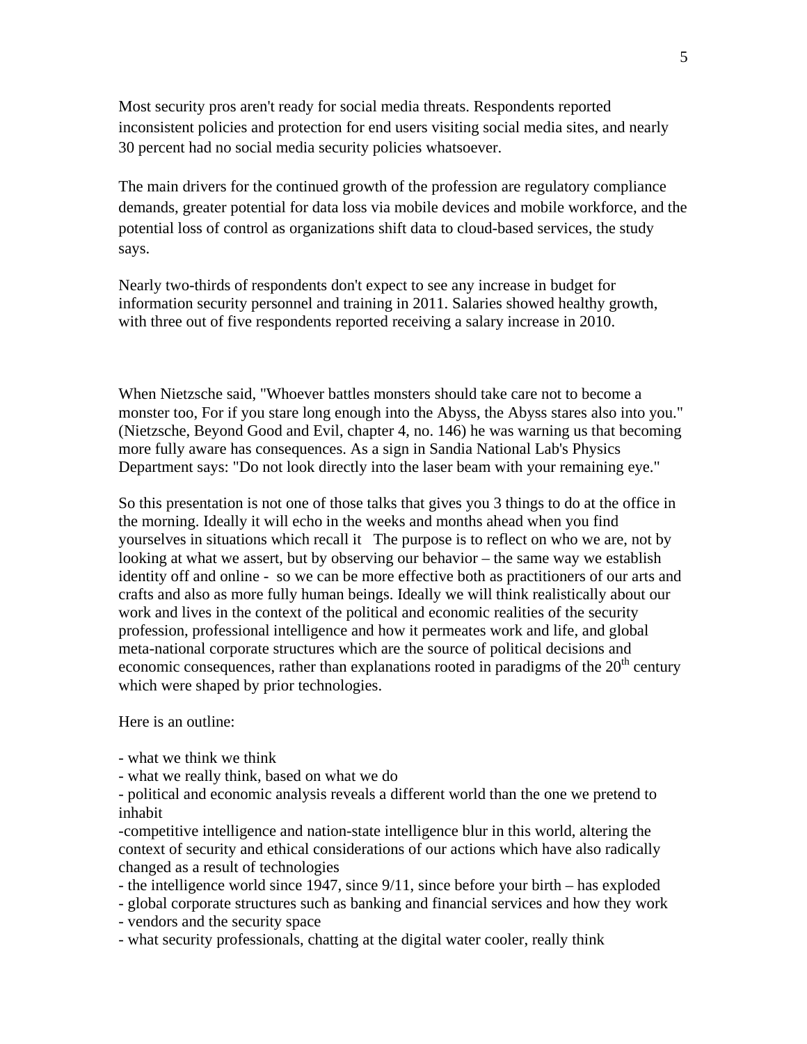Most security pros aren't ready for social media threats. Respondents reported inconsistent policies and protection for end users visiting social media sites, and nearly 30 percent had no social media security policies whatsoever.

The main drivers for the continued growth of the profession are regulatory compliance demands, greater potential for data loss via mobile devices and mobile workforce, and the potential loss of control as organizations shift data to cloud-based services, the study says.

Nearly two-thirds of respondents don't expect to see any increase in budget for information security personnel and training in 2011. Salaries showed healthy growth, with three out of five respondents reported receiving a salary increase in 2010.

When Nietzsche said, "Whoever battles monsters should take care not to become a monster too, For if you stare long enough into the Abyss, the Abyss stares also into you." (Nietzsche, Beyond Good and Evil, chapter 4, no. 146) he was warning us that becoming more fully aware has consequences. As a sign in Sandia National Lab's Physics Department says: "Do not look directly into the laser beam with your remaining eye."

So this presentation is not one of those talks that gives you 3 things to do at the office in the morning. Ideally it will echo in the weeks and months ahead when you find yourselves in situations which recall it   The purpose is to reflect on who we are, not by looking at what we assert, but by observing our behavior – the same way we establish identity off and online -  so we can be more effective both as practitioners of our arts and crafts and also as more fully human beings. Ideally we will think realistically about our work and lives in the context of the political and economic realities of the security profession, professional intelligence and how it permeates work and life, and global meta-national corporate structures which are the source of political decisions and economic consequences, rather than explanations rooted in paradigms of the 20th century which were shaped by prior technologies.

Here is an outline:

- what we think we think
- what we really think, based on what we do
- political and economic analysis reveals a different world than the one we pretend to inhabit
- competitive intelligence and nation-state intelligence blur in this world, altering the context of security and ethical considerations of our actions which have also radically changed as a result of technologies
- the intelligence world since 1947, since 9/11, since before your birth – has exploded
- global corporate structures such as banking and financial services and how they work
- vendors and the security space
- what security professionals, chatting at the digital water cooler, really think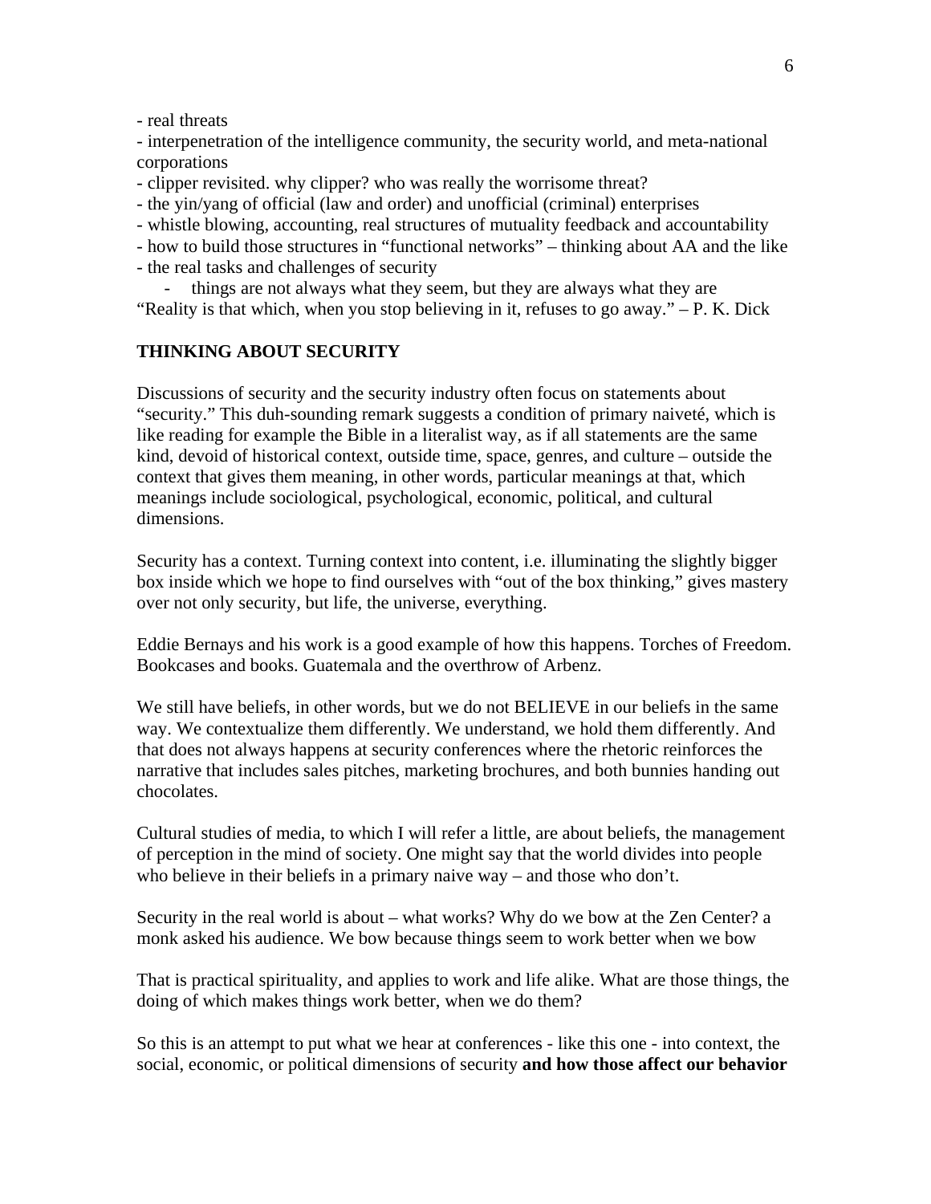- real threats
- interpenetration of the intelligence community, the security world, and meta-national corporations
- clipper revisited. why clipper? who was really the worrisome threat?
- the yin/yang of official (law and order) and unofficial (criminal) enterprises
- whistle blowing, accounting, real structures of mutuality feedback and accountability
- how to build those structures in "functional networks" – thinking about AA and the like
- the real tasks and challenges of security
  - things are not always what they seem, but they are always what they are

"Reality is that which, when you stop believing in it, refuses to go away." – P. K. Dick

**THINKING ABOUT SECURITY**

Discussions of security and the security industry often focus on statements about "security." This duh-sounding remark suggests a condition of primary naiveté, which is like reading for example the Bible in a literalist way, as if all statements are the same kind, devoid of historical context, outside time, space, genres, and culture – outside the context that gives them meaning, in other words, particular meanings at that, which meanings include sociological, psychological, economic, political, and cultural dimensions.

Security has a context. Turning context into content, i.e. illuminating the slightly bigger box inside which we hope to find ourselves with "out of the box thinking," gives mastery over not only security, but life, the universe, everything.

Eddie Bernays and his work is a good example of how this happens. Torches of Freedom. Bookcases and books. Guatemala and the overthrow of Arbenz.

We still have beliefs, in other words, but we do not BELIEVE in our beliefs in the same way. We contextualize them differently. We understand, we hold them differently. And that does not always happens at security conferences where the rhetoric reinforces the narrative that includes sales pitches, marketing brochures, and both bunnies handing out chocolates.

Cultural studies of media, to which I will refer a little, are about beliefs, the management of perception in the mind of society. One might say that the world divides into people who believe in their beliefs in a primary naive way – and those who don't.

Security in the real world is about – what works? Why do we bow at the Zen Center? a monk asked his audience. We bow because things seem to work better when we bow

That is practical spirituality, and applies to work and life alike. What are those things, the doing of which makes things work better, when we do them?

So this is an attempt to put what we hear at conferences - like this one - into context, the social, economic, or political dimensions of security **and how those affect our behavior**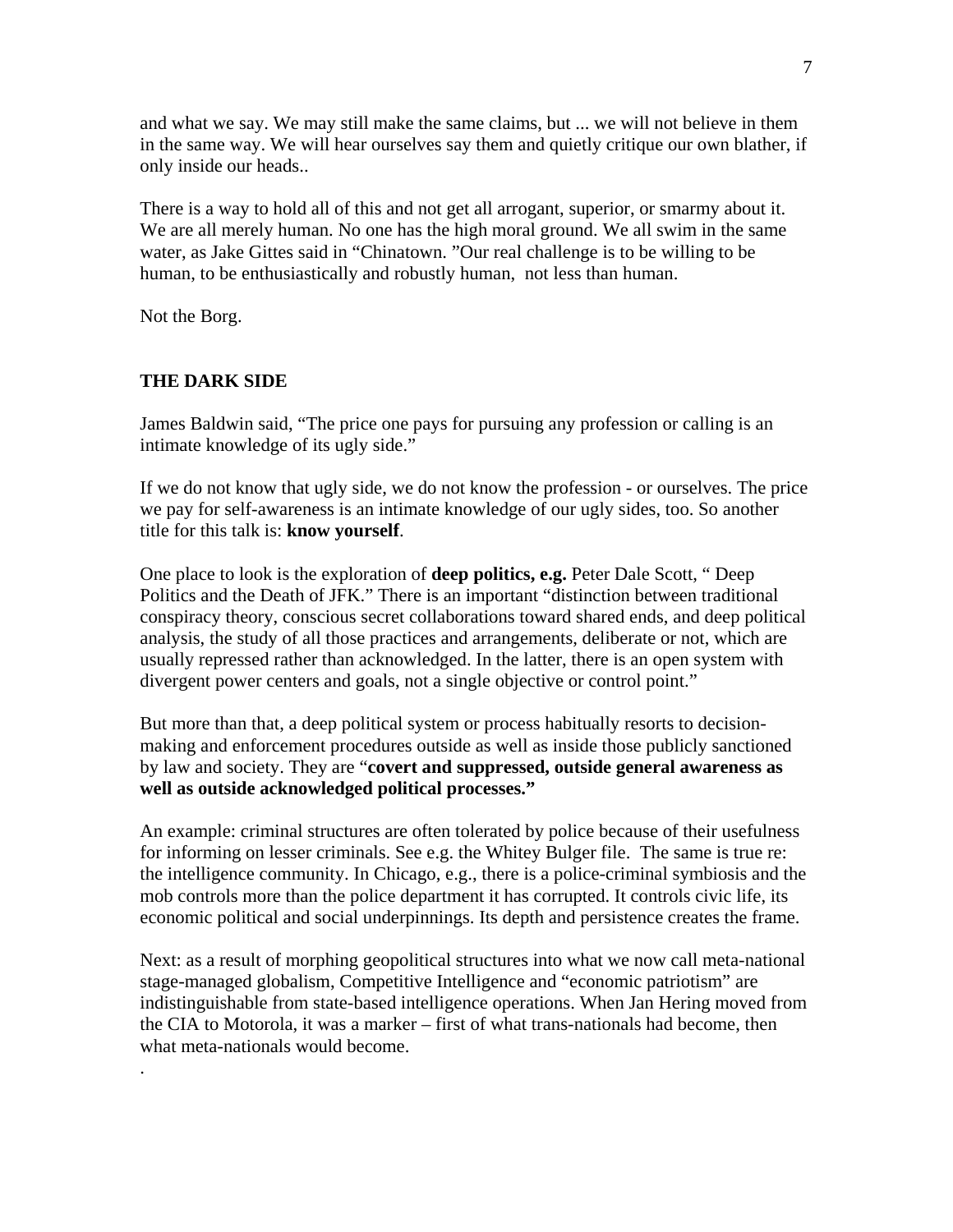and what we say. We may still make the same claims, but ... we will not believe in them in the same way. We will hear ourselves say them and quietly critique our own blather, if only inside our heads..

There is a way to hold all of this and not get all arrogant, superior, or smarmy about it. We are all merely human. No one has the high moral ground. We all swim in the same water, as Jake Gittes said in "Chinatown. "Our real challenge is to be willing to be human, to be enthusiastically and robustly human,  not less than human.

Not the Borg.

## THE DARK SIDE

James Baldwin said, "The price one pays for pursuing any profession or calling is an intimate knowledge of its ugly side."

If we do not know that ugly side, we do not know the profession - or ourselves. The price we pay for self-awareness is an intimate knowledge of our ugly sides, too. So another title for this talk is: **know yourself**.

One place to look is the exploration of **deep politics, e.g.** Peter Dale Scott, " Deep Politics and the Death of JFK." There is an important "distinction between traditional conspiracy theory, conscious secret collaborations toward shared ends, and deep political analysis, the study of all those practices and arrangements, deliberate or not, which are usually repressed rather than acknowledged. In the latter, there is an open system with divergent power centers and goals, not a single objective or control point."

But more than that, a deep political system or process habitually resorts to decision-making and enforcement procedures outside as well as inside those publicly sanctioned by law and society. They are "**covert and suppressed, outside general awareness as well as outside acknowledged political processes."**

An example: criminal structures are often tolerated by police because of their usefulness for informing on lesser criminals. See e.g. the Whitey Bulger file.  The same is true re: the intelligence community. In Chicago, e.g., there is a police-criminal symbiosis and the mob controls more than the police department it has corrupted. It controls civic life, its economic political and social underpinnings. Its depth and persistence creates the frame.

Next: as a result of morphing geopolitical structures into what we now call meta-national stage-managed globalism, Competitive Intelligence and "economic patriotism" are indistinguishable from state-based intelligence operations. When Jan Hering moved from the CIA to Motorola, it was a marker – first of what trans-nationals had become, then what meta-nationals would become.

.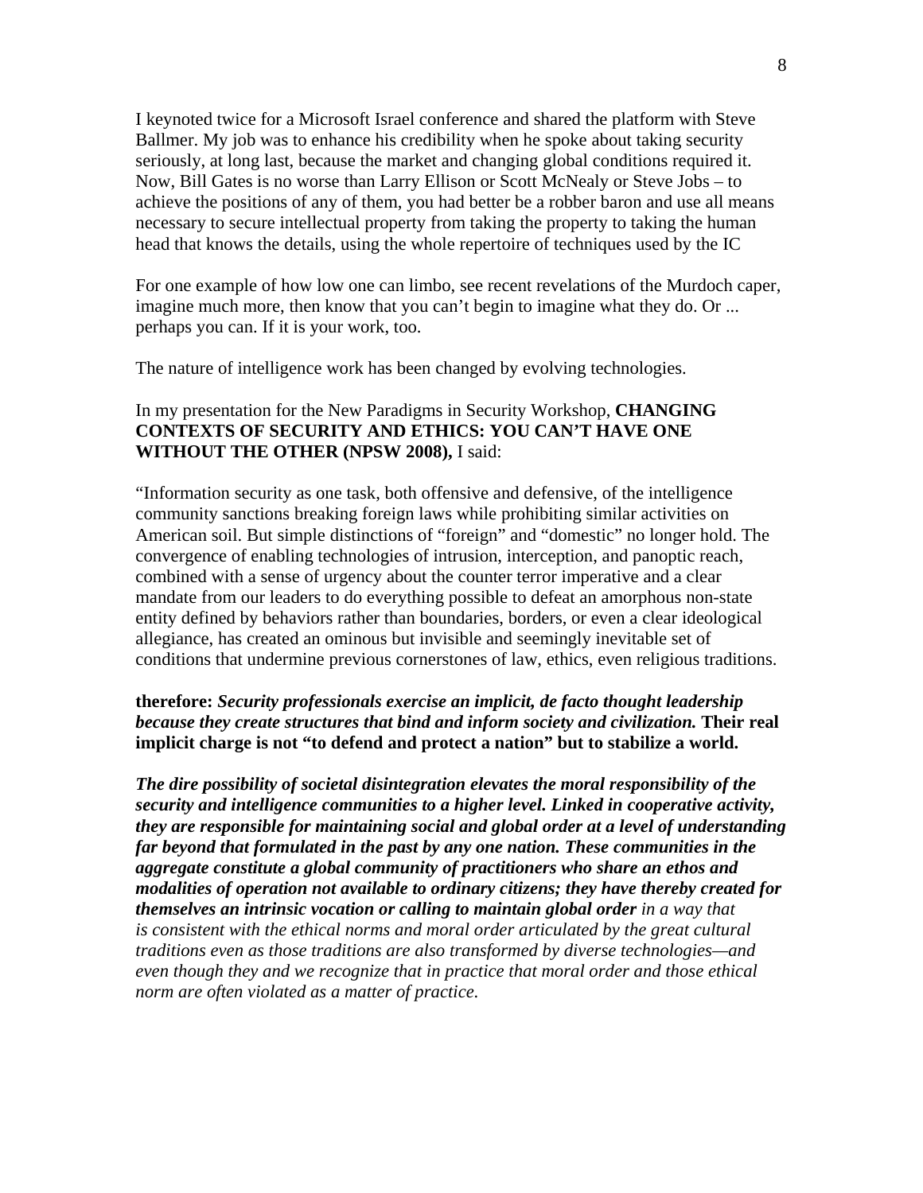I keynoted twice for a Microsoft Israel conference and shared the platform with Steve Ballmer. My job was to enhance his credibility when he spoke about taking security seriously, at long last, because the market and changing global conditions required it. Now, Bill Gates is no worse than Larry Ellison or Scott McNealy or Steve Jobs – to achieve the positions of any of them, you had better be a robber baron and use all means necessary to secure intellectual property from taking the property to taking the human head that knows the details, using the whole repertoire of techniques used by the IC

For one example of how low one can limbo, see recent revelations of the Murdoch caper, imagine much more, then know that you can't begin to imagine what they do. Or ... perhaps you can. If it is your work, too.

The nature of intelligence work has been changed by evolving technologies.

In my presentation for the New Paradigms in Security Workshop, **CHANGING CONTEXTS OF SECURITY AND ETHICS: YOU CAN'T HAVE ONE WITHOUT THE OTHER (NPSW 2008),** I said:

"Information security as one task, both offensive and defensive, of the intelligence community sanctions breaking foreign laws while prohibiting similar activities on American soil. But simple distinctions of "foreign" and "domestic" no longer hold. The convergence of enabling technologies of intrusion, interception, and panoptic reach, combined with a sense of urgency about the counter terror imperative and a clear mandate from our leaders to do everything possible to defeat an amorphous non-state entity defined by behaviors rather than boundaries, borders, or even a clear ideological allegiance, has created an ominous but invisible and seemingly inevitable set of conditions that undermine previous cornerstones of law, ethics, even religious traditions.

**therefore:** ***Security professionals exercise an implicit, de facto thought leadership because they create structures that bind and inform society and civilization.*** **Their real implicit charge is not "to defend and protect a nation" but to stabilize a world.**

***The dire possibility of societal disintegration elevates the moral responsibility of the security and intelligence communities to a higher level. Linked in cooperative activity, they are responsible for maintaining social and global order at a level of understanding far beyond that formulated in the past by any one nation. These communities in the aggregate constitute a global community of practitioners who share an ethos and modalities of operation not available to ordinary citizens; they have thereby created for themselves an intrinsic vocation or calling to maintain global order*** *in a way that is consistent with the ethical norms and moral order articulated by the great cultural traditions even as those traditions are also transformed by diverse technologies—and even though they and we recognize that in practice that moral order and those ethical norm are often violated as a matter of practice.*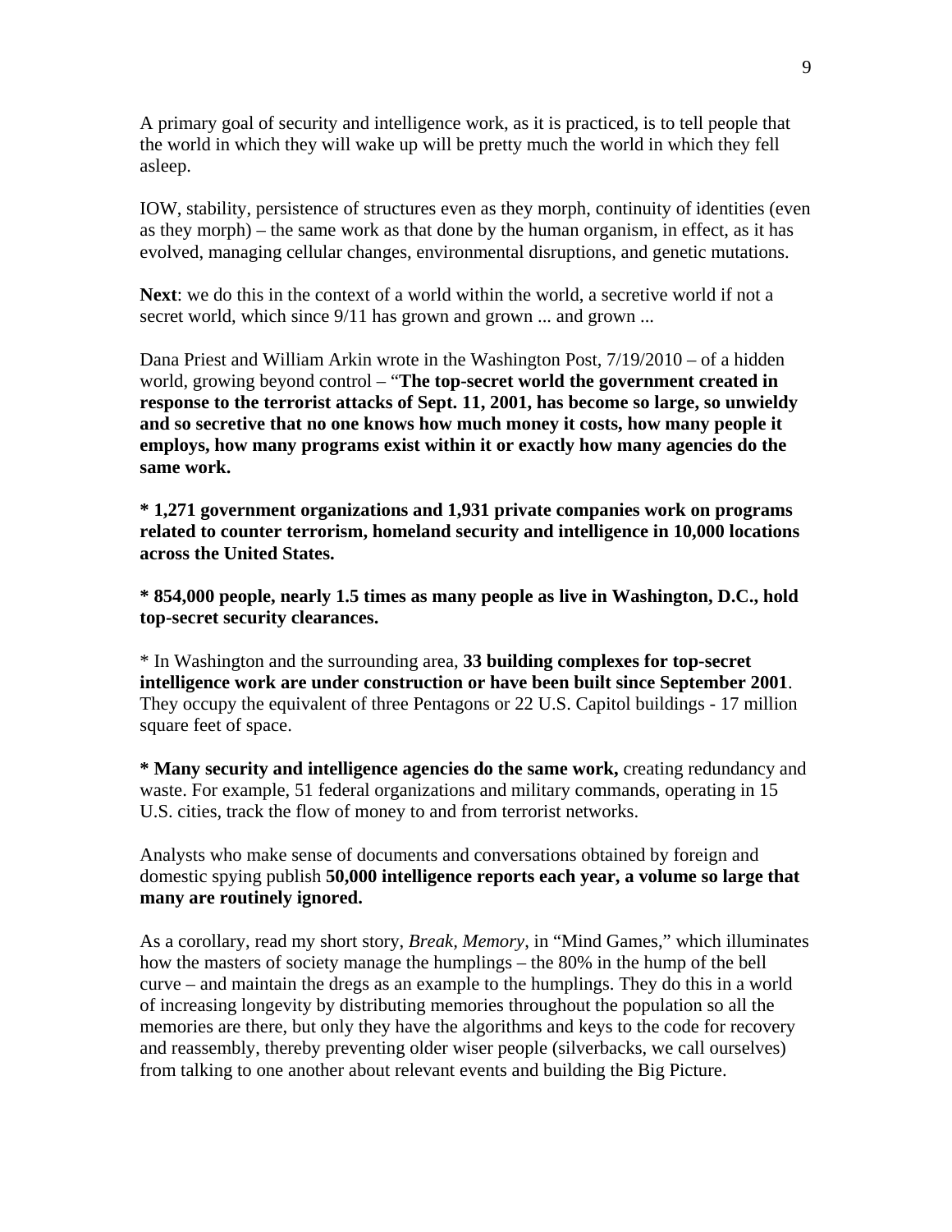A primary goal of security and intelligence work, as it is practiced, is to tell people that the world in which they will wake up will be pretty much the world in which they fell asleep.

IOW, stability, persistence of structures even as they morph, continuity of identities (even as they morph) – the same work as that done by the human organism, in effect, as it has evolved, managing cellular changes, environmental disruptions, and genetic mutations.

**Next**: we do this in the context of a world within the world, a secretive world if not a secret world, which since 9/11 has grown and grown ... and grown ...

Dana Priest and William Arkin wrote in the Washington Post, 7/19/2010 – of a hidden world, growing beyond control – "**The top-secret world the government created in response to the terrorist attacks of Sept. 11, 2001, has become so large, so unwieldy and so secretive that no one knows how much money it costs, how many people it employs, how many programs exist within it or exactly how many agencies do the same work.**

**\* 1,271 government organizations and 1,931 private companies work on programs related to counter terrorism, homeland security and intelligence in 10,000 locations across the United States.**

**\* 854,000 people, nearly 1.5 times as many people as live in Washington, D.C., hold top-secret security clearances.**

\* In Washington and the surrounding area, **33 building complexes for top-secret intelligence work are under construction or have been built since September 2001**. They occupy the equivalent of three Pentagons or 22 U.S. Capitol buildings - 17 million square feet of space.

**\* Many security and intelligence agencies do the same work,** creating redundancy and waste. For example, 51 federal organizations and military commands, operating in 15 U.S. cities, track the flow of money to and from terrorist networks.

Analysts who make sense of documents and conversations obtained by foreign and domestic spying publish **50,000 intelligence reports each year, a volume so large that many are routinely ignored.**

As a corollary, read my short story, *Break, Memory*, in "Mind Games," which illuminates how the masters of society manage the humplings – the 80% in the hump of the bell curve – and maintain the dregs as an example to the humplings. They do this in a world of increasing longevity by distributing memories throughout the population so all the memories are there, but only they have the algorithms and keys to the code for recovery and reassembly, thereby preventing older wiser people (silverbacks, we call ourselves) from talking to one another about relevant events and building the Big Picture.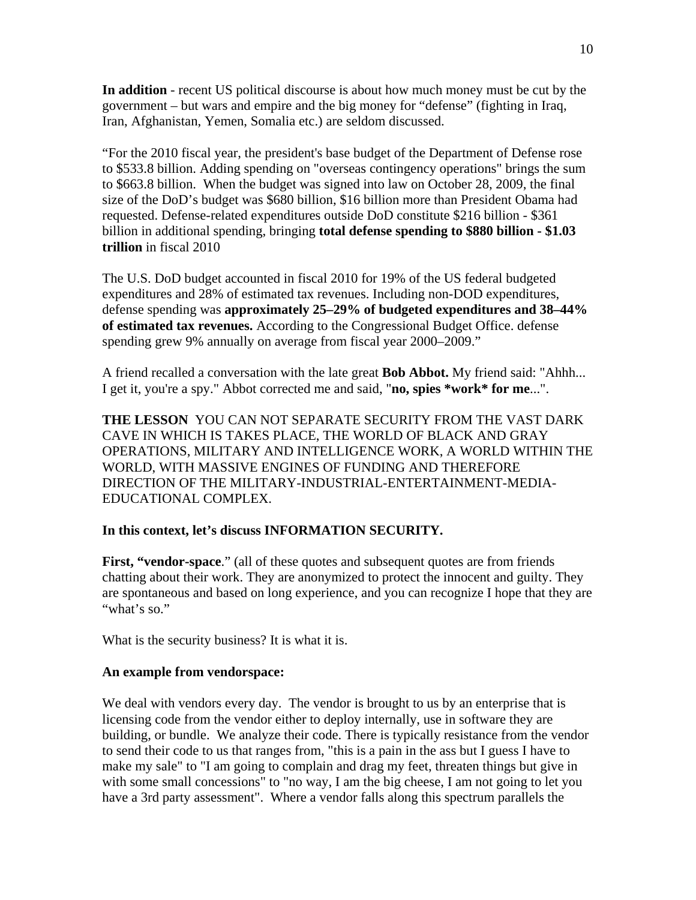**In addition** - recent US political discourse is about how much money must be cut by the government – but wars and empire and the big money for "defense" (fighting in Iraq, Iran, Afghanistan, Yemen, Somalia etc.) are seldom discussed.

"For the 2010 fiscal year, the president's base budget of the Department of Defense rose to $533.8 billion. Adding spending on "overseas contingency operations" brings the sum to $663.8 billion. When the budget was signed into law on October 28, 2009, the final size of the DoD's budget was $680 billion, $16 billion more than President Obama had requested. Defense-related expenditures outside DoD constitute $216 billion - $361 billion in additional spending, bringing **total defense spending to $880 billion - $1.03 trillion** in fiscal 2010

The U.S. DoD budget accounted in fiscal 2010 for 19% of the US federal budgeted expenditures and 28% of estimated tax revenues. Including non-DOD expenditures, defense spending was **approximately 25–29% of budgeted expenditures and 38–44% of estimated tax revenues.** According to the Congressional Budget Office. defense spending grew 9% annually on average from fiscal year 2000–2009."

A friend recalled a conversation with the late great **Bob Abbot.** My friend said: "Ahhh... I get it, you're a spy." Abbot corrected me and said, "**no, spies *work* for me**...".

**THE LESSON** YOU CAN NOT SEPARATE SECURITY FROM THE VAST DARK CAVE IN WHICH IS TAKES PLACE, THE WORLD OF BLACK AND GRAY OPERATIONS, MILITARY AND INTELLIGENCE WORK, A WORLD WITHIN THE WORLD, WITH MASSIVE ENGINES OF FUNDING AND THEREFORE DIRECTION OF THE MILITARY-INDUSTRIAL-ENTERTAINMENT-MEDIA-EDUCATIONAL COMPLEX.

**In this context, let's discuss INFORMATION SECURITY.**

**First, "vendor-space**." (all of these quotes and subsequent quotes are from friends chatting about their work. They are anonymized to protect the innocent and guilty. They are spontaneous and based on long experience, and you can recognize I hope that they are "what's so."

What is the security business? It is what it is.

**An example from vendorspace:**

We deal with vendors every day. The vendor is brought to us by an enterprise that is licensing code from the vendor either to deploy internally, use in software they are building, or bundle. We analyze their code. There is typically resistance from the vendor to send their code to us that ranges from, "this is a pain in the ass but I guess I have to make my sale" to "I am going to complain and drag my feet, threaten things but give in with some small concessions" to "no way, I am the big cheese, I am not going to let you have a 3rd party assessment". Where a vendor falls along this spectrum parallels the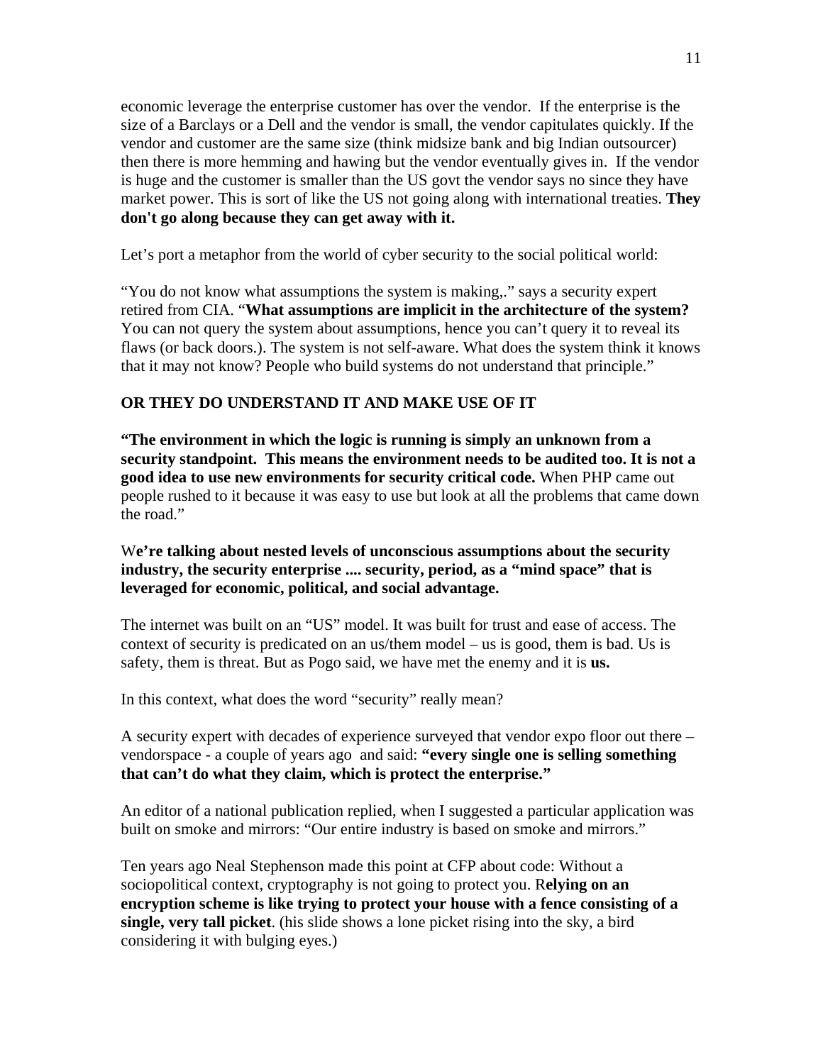economic leverage the enterprise customer has over the vendor. If the enterprise is the size of a Barclays or a Dell and the vendor is small, the vendor capitulates quickly. If the vendor and customer are the same size (think midsize bank and big Indian outsourcer) then there is more hemming and hawing but the vendor eventually gives in. If the vendor is huge and the customer is smaller than the US govt the vendor says no since they have market power. This is sort of like the US not going along with international treaties. **They don't go along because they can get away with it.**

Let's port a metaphor from the world of cyber security to the social political world:

"You do not know what assumptions the system is making,." says a security expert retired from CIA. "**What assumptions are implicit in the architecture of the system?** You can not query the system about assumptions, hence you can't query it to reveal its flaws (or back doors.). The system is not self-aware. What does the system think it knows that it may not know? People who build systems do not understand that principle."

**OR THEY DO UNDERSTAND IT AND MAKE USE OF IT**

**"The environment in which the logic is running is simply an unknown from a security standpoint. This means the environment needs to be audited too. It is not a good idea to use new environments for security critical code.** When PHP came out people rushed to it because it was easy to use but look at all the problems that came down the road."

W**e're talking about nested levels of unconscious assumptions about the security industry, the security enterprise .... security, period, as a "mind space" that is leveraged for economic, political, and social advantage.**

The internet was built on an "US" model. It was built for trust and ease of access. The context of security is predicated on an us/them model – us is good, them is bad. Us is safety, them is threat. But as Pogo said, we have met the enemy and it is **us.**

In this context, what does the word "security" really mean?

A security expert with decades of experience surveyed that vendor expo floor out there – vendorspace - a couple of years ago and said: **"every single one is selling something that can't do what they claim, which is protect the enterprise."**

An editor of a national publication replied, when I suggested a particular application was built on smoke and mirrors: "Our entire industry is based on smoke and mirrors."

Ten years ago Neal Stephenson made this point at CFP about code: Without a sociopolitical context, cryptography is not going to protect you. R**elying on an encryption scheme is like trying to protect your house with a fence consisting of a single, very tall picket**. (his slide shows a lone picket rising into the sky, a bird considering it with bulging eyes.)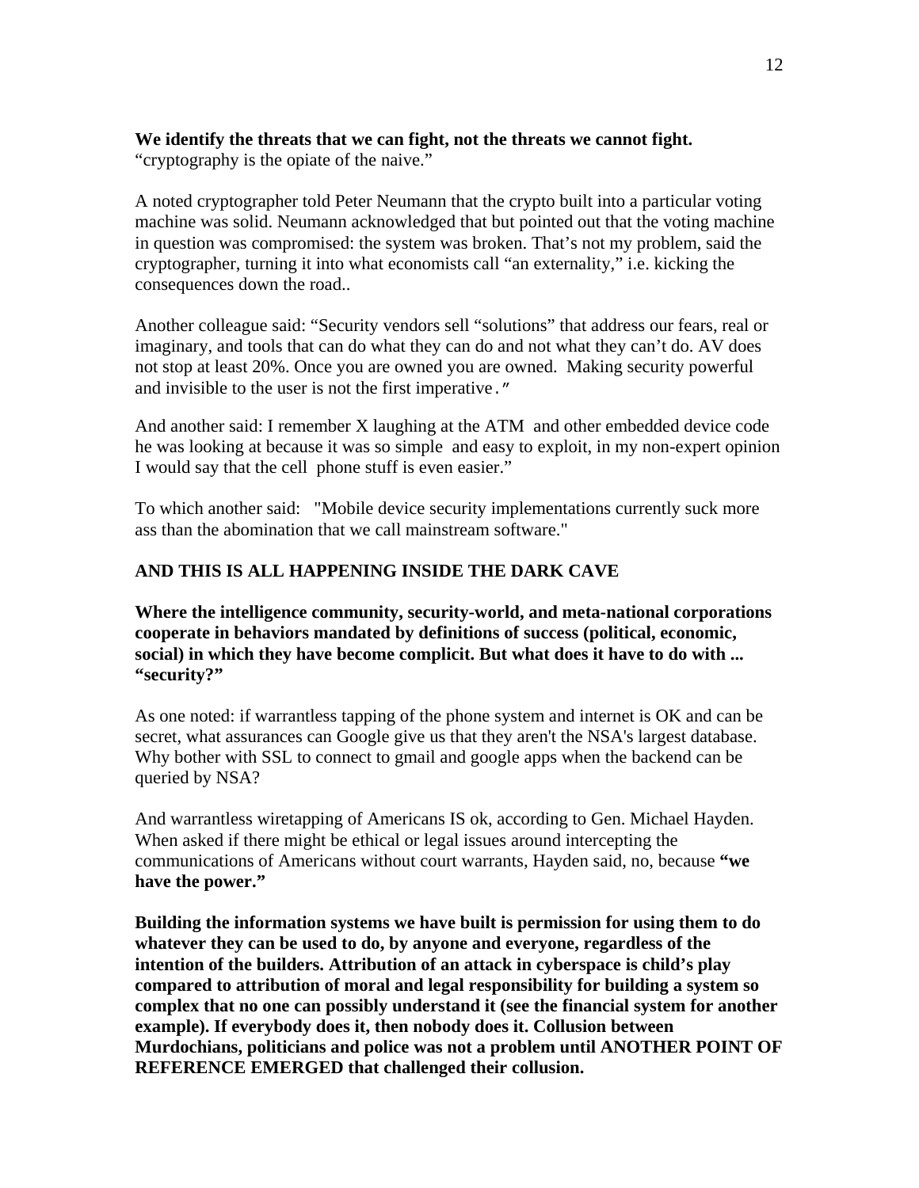**We identify the threats that we can fight, not the threats we cannot fight.**
"cryptography is the opiate of the naive."

A noted cryptographer told Peter Neumann that the crypto built into a particular voting machine was solid. Neumann acknowledged that but pointed out that the voting machine in question was compromised: the system was broken. That's not my problem, said the cryptographer, turning it into what economists call "an externality," i.e. kicking the consequences down the road..

Another colleague said: "Security vendors sell "solutions" that address our fears, real or imaginary, and tools that can do what they can do and not what they can't do. AV does not stop at least 20%. Once you are owned you are owned. Making security powerful and invisible to the user is not the first imperative."

And another said: I remember X laughing at the ATM and other embedded device code he was looking at because it was so simple and easy to exploit, in my non-expert opinion I would say that the cell phone stuff is even easier."

To which another said: "Mobile device security implementations currently suck more ass than the abomination that we call mainstream software."

**AND THIS IS ALL HAPPENING INSIDE THE DARK CAVE**

**Where the intelligence community, security-world, and meta-national corporations cooperate in behaviors mandated by definitions of success (political, economic, social) in which they have become complicit. But what does it have to do with ... "security?"**

As one noted: if warrantless tapping of the phone system and internet is OK and can be secret, what assurances can Google give us that they aren't the NSA's largest database. Why bother with SSL to connect to gmail and google apps when the backend can be queried by NSA?

And warrantless wiretapping of Americans IS ok, according to Gen. Michael Hayden. When asked if there might be ethical or legal issues around intercepting the communications of Americans without court warrants, Hayden said, no, because **"we have the power."**

**Building the information systems we have built is permission for using them to do whatever they can be used to do, by anyone and everyone, regardless of the intention of the builders. Attribution of an attack in cyberspace is child's play compared to attribution of moral and legal responsibility for building a system so complex that no one can possibly understand it (see the financial system for another example). If everybody does it, then nobody does it. Collusion between Murdochians, politicians and police was not a problem until ANOTHER POINT OF REFERENCE EMERGED that challenged their collusion.**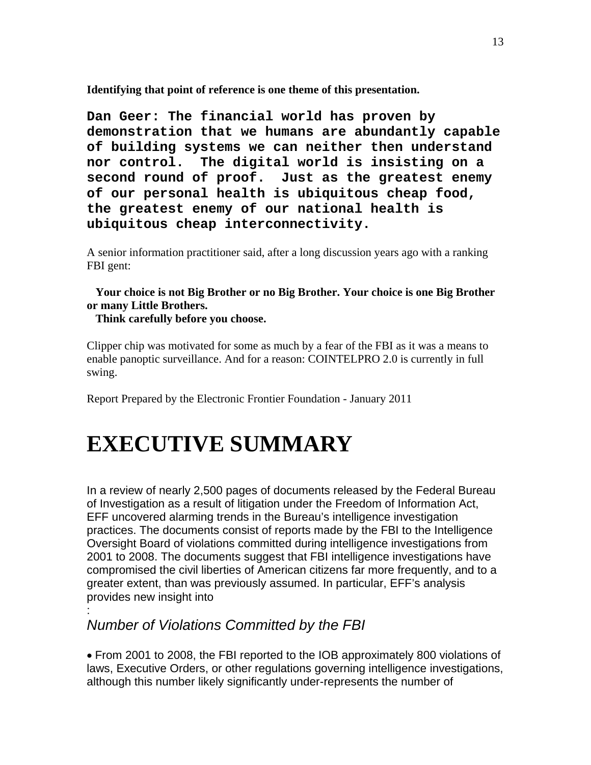**Identifying that point of reference is one theme of this presentation.**

**Dan Geer: The financial world has proven by demonstration that we humans are abundantly capable of building systems we can neither then understand nor control. The digital world is insisting on a second round of proof. Just as the greatest enemy of our personal health is ubiquitous cheap food, the greatest enemy of our national health is ubiquitous cheap interconnectivity.**

A senior information practitioner said, after a long discussion years ago with a ranking FBI gent:

**Your choice is not Big Brother or no Big Brother. Your choice is one Big Brother or many Little Brothers.**
**Think carefully before you choose.**

Clipper chip was motivated for some as much by a fear of the FBI as it was a means to enable panoptic surveillance. And for a reason: COINTELPRO 2.0 is currently in full swing.

Report Prepared by the Electronic Frontier Foundation - January 2011

# EXECUTIVE SUMMARY

In a review of nearly 2,500 pages of documents released by the Federal Bureau of Investigation as a result of litigation under the Freedom of Information Act, EFF uncovered alarming trends in the Bureau's intelligence investigation practices. The documents consist of reports made by the FBI to the Intelligence Oversight Board of violations committed during intelligence investigations from 2001 to 2008. The documents suggest that FBI intelligence investigations have compromised the civil liberties of American citizens far more frequently, and to a greater extent, than was previously assumed. In particular, EFF's analysis provides new insight into
:

### *Number of Violations Committed by the FBI*

- From 2001 to 2008, the FBI reported to the IOB approximately 800 violations of laws, Executive Orders, or other regulations governing intelligence investigations, although this number likely significantly under-represents the number of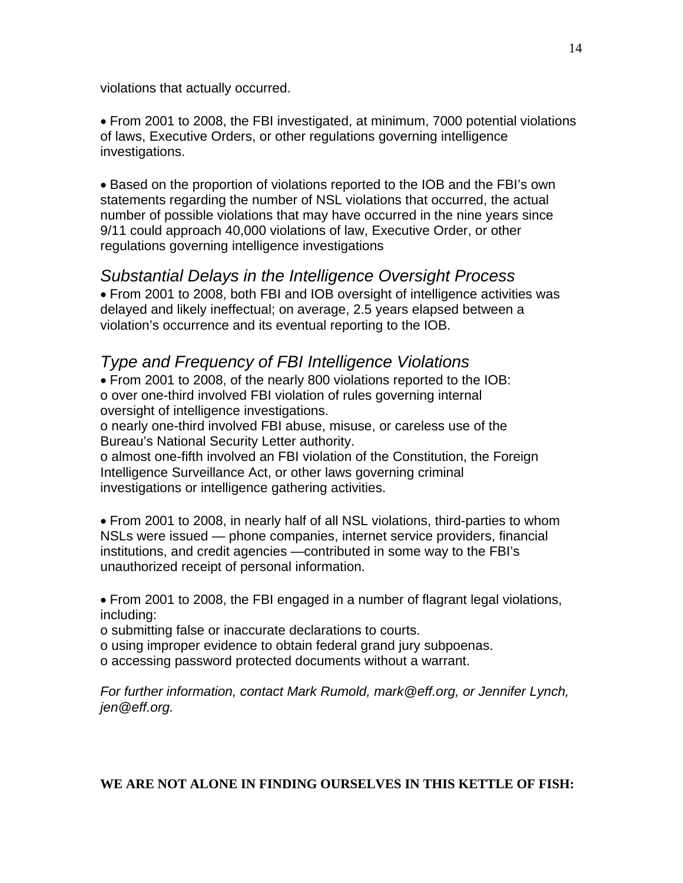violations that actually occurred.

- From 2001 to 2008, the FBI investigated, at minimum, 7000 potential violations of laws, Executive Orders, or other regulations governing intelligence investigations.

- Based on the proportion of violations reported to the IOB and the FBI's own statements regarding the number of NSL violations that occurred, the actual number of possible violations that may have occurred in the nine years since 9/11 could approach 40,000 violations of law, Executive Order, or other regulations governing intelligence investigations

### *Substantial Delays in the Intelligence Oversight Process*

- From 2001 to 2008, both FBI and IOB oversight of intelligence activities was delayed and likely ineffectual; on average, 2.5 years elapsed between a violation's occurrence and its eventual reporting to the IOB.

### *Type and Frequency of FBI Intelligence Violations*

- From 2001 to 2008, of the nearly 800 violations reported to the IOB:
  - over one-third involved FBI violation of rules governing internal oversight of intelligence investigations.
  - nearly one-third involved FBI abuse, misuse, or careless use of the Bureau's National Security Letter authority.
  - almost one-fifth involved an FBI violation of the Constitution, the Foreign Intelligence Surveillance Act, or other laws governing criminal investigations or intelligence gathering activities.

- From 2001 to 2008, in nearly half of all NSL violations, third-parties to whom NSLs were issued — phone companies, internet service providers, financial institutions, and credit agencies —contributed in some way to the FBI's unauthorized receipt of personal information.

- From 2001 to 2008, the FBI engaged in a number of flagrant legal violations, including:
  - submitting false or inaccurate declarations to courts.
  - using improper evidence to obtain federal grand jury subpoenas.
  - accessing password protected documents without a warrant.

*For further information, contact Mark Rumold, mark@eff.org, or Jennifer Lynch, jen@eff.org.*

**WE ARE NOT ALONE IN FINDING OURSELVES IN THIS KETTLE OF FISH:**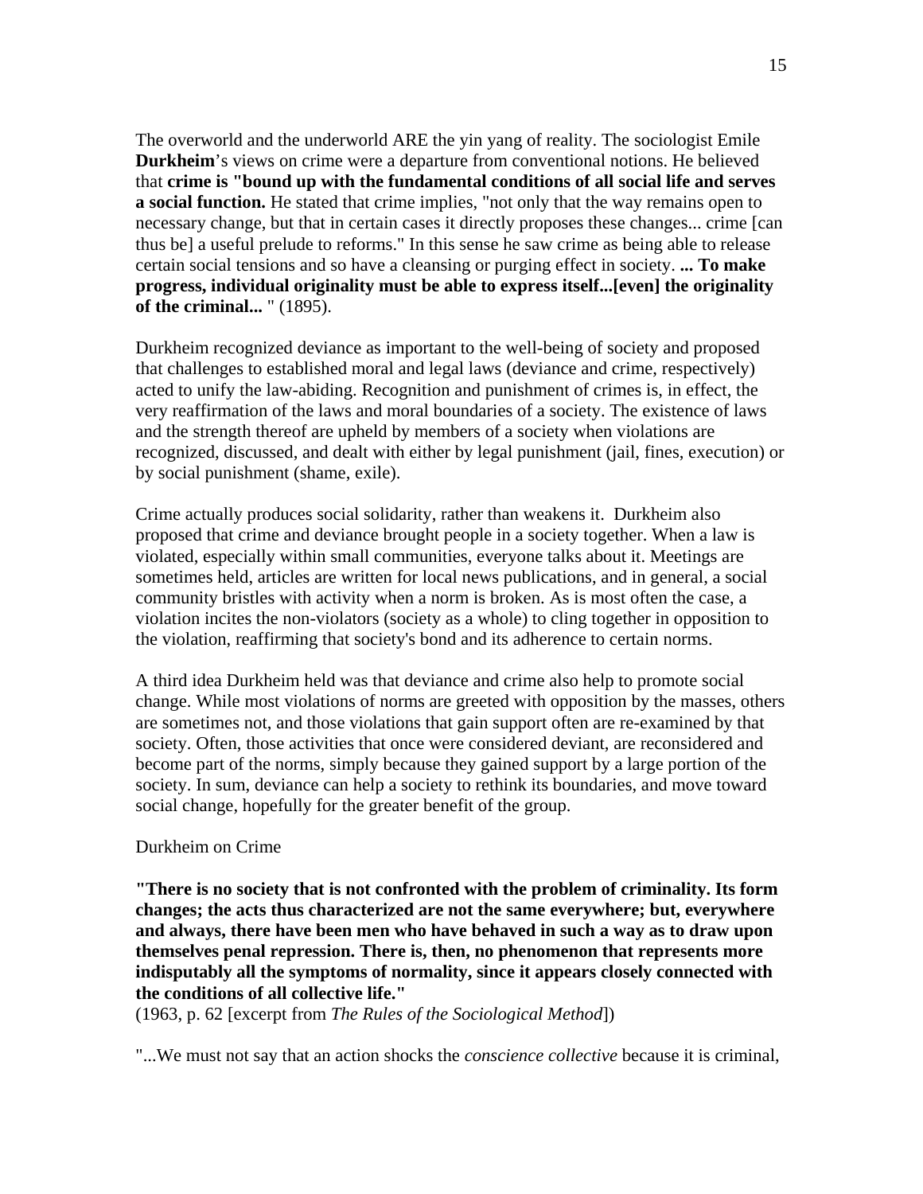The overworld and the underworld ARE the yin yang of reality. The sociologist Emile **Durkheim**'s views on crime were a departure from conventional notions. He believed that **crime is "bound up with the fundamental conditions of all social life and serves a social function.** He stated that crime implies, "not only that the way remains open to necessary change, but that in certain cases it directly proposes these changes... crime [can thus be] a useful prelude to reforms." In this sense he saw crime as being able to release certain social tensions and so have a cleansing or purging effect in society. **... To make progress, individual originality must be able to express itself...[even] the originality of the criminal...** " (1895).

Durkheim recognized deviance as important to the well-being of society and proposed that challenges to established moral and legal laws (deviance and crime, respectively) acted to unify the law-abiding. Recognition and punishment of crimes is, in effect, the very reaffirmation of the laws and moral boundaries of a society. The existence of laws and the strength thereof are upheld by members of a society when violations are recognized, discussed, and dealt with either by legal punishment (jail, fines, execution) or by social punishment (shame, exile).

Crime actually produces social solidarity, rather than weakens it. Durkheim also proposed that crime and deviance brought people in a society together. When a law is violated, especially within small communities, everyone talks about it. Meetings are sometimes held, articles are written for local news publications, and in general, a social community bristles with activity when a norm is broken. As is most often the case, a violation incites the non-violators (society as a whole) to cling together in opposition to the violation, reaffirming that society's bond and its adherence to certain norms.

A third idea Durkheim held was that deviance and crime also help to promote social change. While most violations of norms are greeted with opposition by the masses, others are sometimes not, and those violations that gain support often are re-examined by that society. Often, those activities that once were considered deviant, are reconsidered and become part of the norms, simply because they gained support by a large portion of the society. In sum, deviance can help a society to rethink its boundaries, and move toward social change, hopefully for the greater benefit of the group.

Durkheim on Crime

**"There is no society that is not confronted with the problem of criminality. Its form changes; the acts thus characterized are not the same everywhere; but, everywhere and always, there have been men who have behaved in such a way as to draw upon themselves penal repression. There is, then, no phenomenon that represents more indisputably all the symptoms of normality, since it appears closely connected with the conditions of all collective life."**
(1963, p. 62 [excerpt from *The Rules of the Sociological Method*])

"...We must not say that an action shocks the *conscience collective* because it is criminal,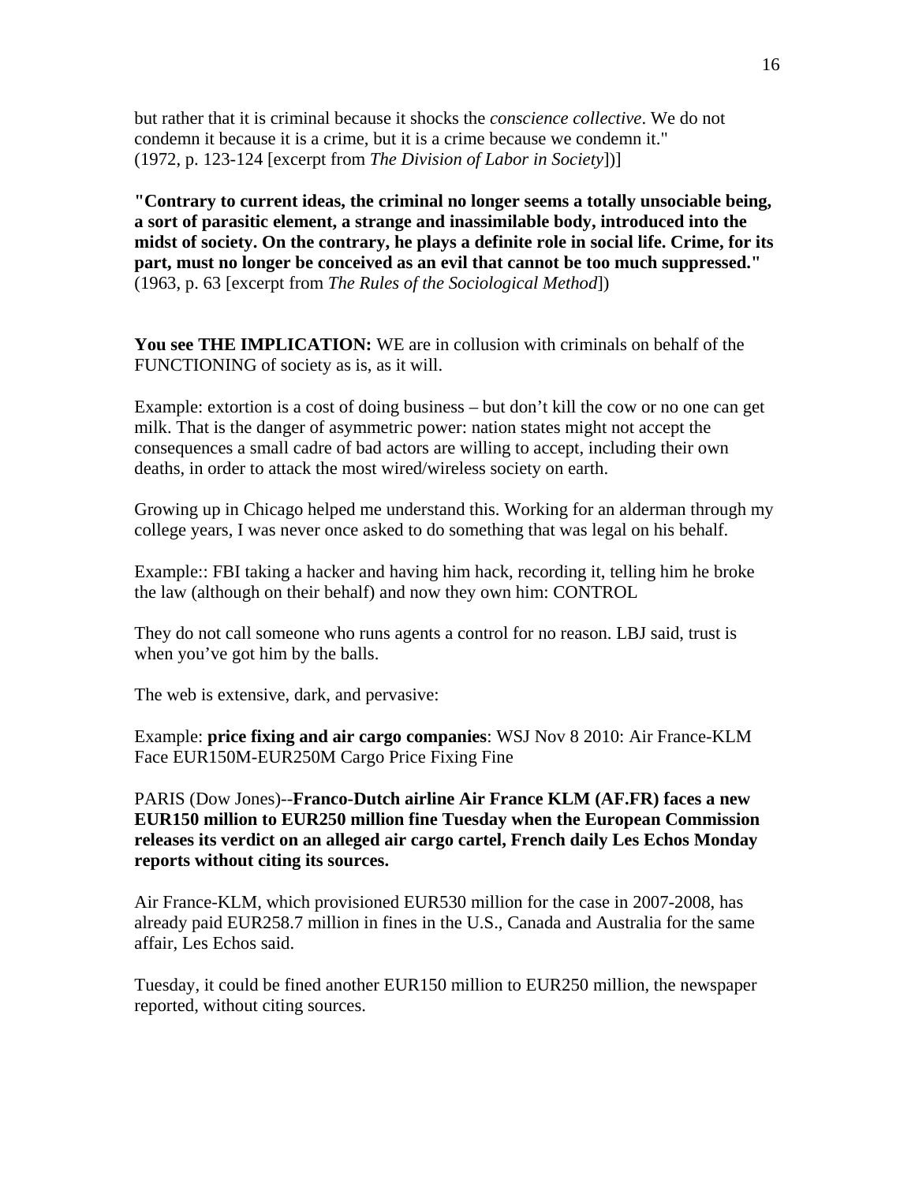but rather that it is criminal because it shocks the *conscience collective*. We do not condemn it because it is a crime, but it is a crime because we condemn it." (1972, p. 123-124 [excerpt from *The Division of Labor in Society*])]

**"Contrary to current ideas, the criminal no longer seems a totally unsociable being, a sort of parasitic element, a strange and inassimilable body, introduced into the midst of society. On the contrary, he plays a definite role in social life. Crime, for its part, must no longer be conceived as an evil that cannot be too much suppressed."** (1963, p. 63 [excerpt from *The Rules of the Sociological Method*])

**You see THE IMPLICATION:** WE are in collusion with criminals on behalf of the FUNCTIONING of society as is, as it will.

Example: extortion is a cost of doing business – but don't kill the cow or no one can get milk. That is the danger of asymmetric power: nation states might not accept the consequences a small cadre of bad actors are willing to accept, including their own deaths, in order to attack the most wired/wireless society on earth.

Growing up in Chicago helped me understand this. Working for an alderman through my college years, I was never once asked to do something that was legal on his behalf.

Example:: FBI taking a hacker and having him hack, recording it, telling him he broke the law (although on their behalf) and now they own him: CONTROL

They do not call someone who runs agents a control for no reason. LBJ said, trust is when you've got him by the balls.

The web is extensive, dark, and pervasive:

Example: **price fixing and air cargo companies**: WSJ Nov 8 2010: Air France-KLM Face EUR150M-EUR250M Cargo Price Fixing Fine

PARIS (Dow Jones)--**Franco-Dutch airline Air France KLM (AF.FR) faces a new EUR150 million to EUR250 million fine Tuesday when the European Commission releases its verdict on an alleged air cargo cartel, French daily Les Echos Monday reports without citing its sources.**

Air France-KLM, which provisioned EUR530 million for the case in 2007-2008, has already paid EUR258.7 million in fines in the U.S., Canada and Australia for the same affair, Les Echos said.

Tuesday, it could be fined another EUR150 million to EUR250 million, the newspaper reported, without citing sources.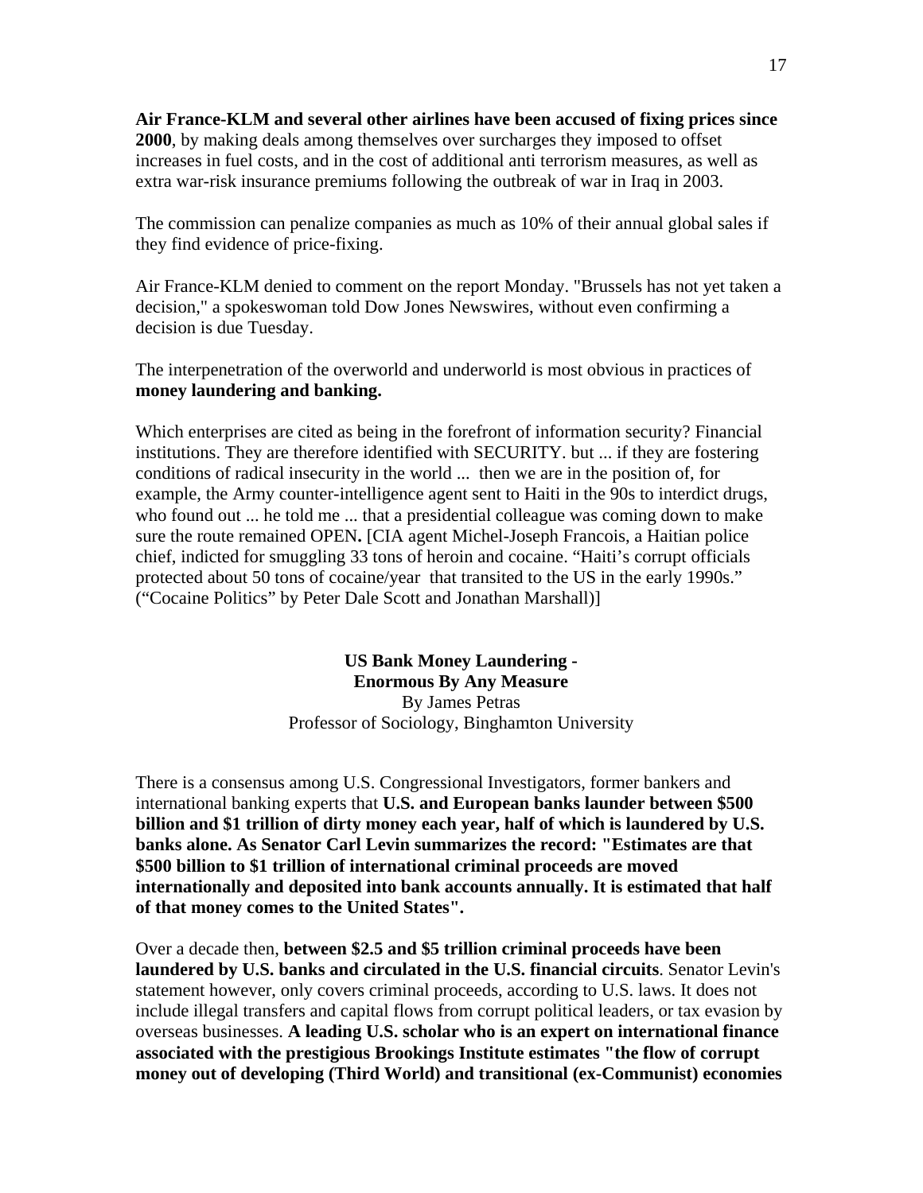**Air France-KLM and several other airlines have been accused of fixing prices since 2000**, by making deals among themselves over surcharges they imposed to offset increases in fuel costs, and in the cost of additional anti terrorism measures, as well as extra war-risk insurance premiums following the outbreak of war in Iraq in 2003.

The commission can penalize companies as much as 10% of their annual global sales if they find evidence of price-fixing.

Air France-KLM denied to comment on the report Monday. "Brussels has not yet taken a decision," a spokeswoman told Dow Jones Newswires, without even confirming a decision is due Tuesday.

The interpenetration of the overworld and underworld is most obvious in practices of **money laundering and banking.**

Which enterprises are cited as being in the forefront of information security? Financial institutions. They are therefore identified with SECURITY. but ... if they are fostering conditions of radical insecurity in the world ... then we are in the position of, for example, the Army counter-intelligence agent sent to Haiti in the 90s to interdict drugs, who found out ... he told me ... that a presidential colleague was coming down to make sure the route remained OPEN**.** [CIA agent Michel-Joseph Francois, a Haitian police chief, indicted for smuggling 33 tons of heroin and cocaine. "Haiti's corrupt officials protected about 50 tons of cocaine/year that transited to the US in the early 1990s." ("Cocaine Politics" by Peter Dale Scott and Jonathan Marshall)]

**US Bank Money Laundering -**
**Enormous By Any Measure**
By James Petras
Professor of Sociology, Binghamton University

There is a consensus among U.S. Congressional Investigators, former bankers and international banking experts that **U.S. and European banks launder between $500 billion and $1 trillion of dirty money each year, half of which is laundered by U.S. banks alone. As Senator Carl Levin summarizes the record: "Estimates are that $500 billion to $1 trillion of international criminal proceeds are moved internationally and deposited into bank accounts annually. It is estimated that half of that money comes to the United States".**

Over a decade then, **between $2.5 and $5 trillion criminal proceeds have been laundered by U.S. banks and circulated in the U.S. financial circuits**. Senator Levin's statement however, only covers criminal proceeds, according to U.S. laws. It does not include illegal transfers and capital flows from corrupt political leaders, or tax evasion by overseas businesses. **A leading U.S. scholar who is an expert on international finance associated with the prestigious Brookings Institute estimates "the flow of corrupt money out of developing (Third World) and transitional (ex-Communist) economies**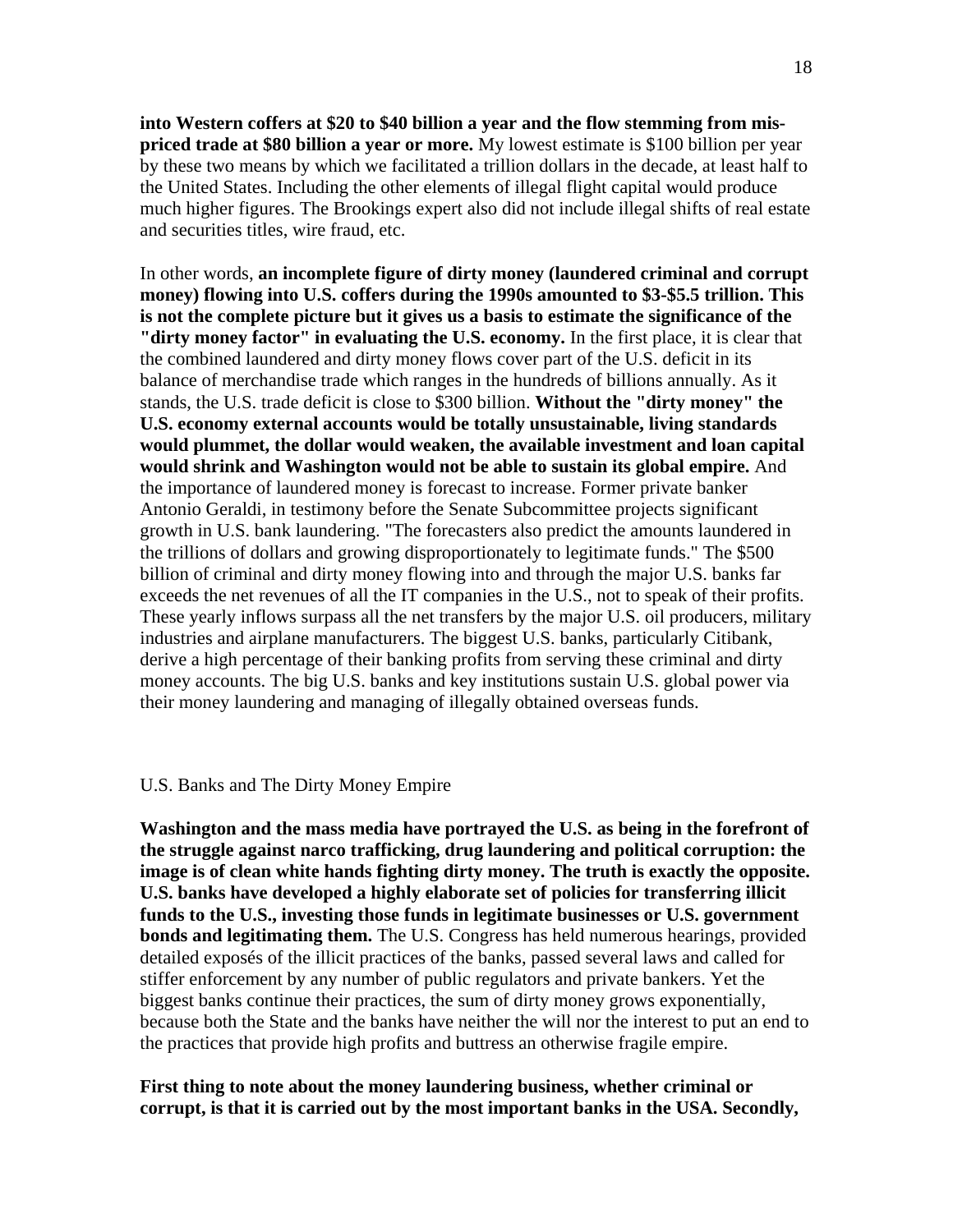**into Western coffers at $20 to $40 billion a year and the flow stemming from mis-priced trade at $80 billion a year or more.** My lowest estimate is $100 billion per year by these two means by which we facilitated a trillion dollars in the decade, at least half to the United States. Including the other elements of illegal flight capital would produce much higher figures. The Brookings expert also did not include illegal shifts of real estate and securities titles, wire fraud, etc.

In other words, **an incomplete figure of dirty money (laundered criminal and corrupt money) flowing into U.S. coffers during the 1990s amounted to $3-$5.5 trillion. This is not the complete picture but it gives us a basis to estimate the significance of the "dirty money factor" in evaluating the U.S. economy.** In the first place, it is clear that the combined laundered and dirty money flows cover part of the U.S. deficit in its balance of merchandise trade which ranges in the hundreds of billions annually. As it stands, the U.S. trade deficit is close to $300 billion. **Without the "dirty money" the U.S. economy external accounts would be totally unsustainable, living standards would plummet, the dollar would weaken, the available investment and loan capital would shrink and Washington would not be able to sustain its global empire.** And the importance of laundered money is forecast to increase. Former private banker Antonio Geraldi, in testimony before the Senate Subcommittee projects significant growth in U.S. bank laundering. "The forecasters also predict the amounts laundered in the trillions of dollars and growing disproportionately to legitimate funds." The $500 billion of criminal and dirty money flowing into and through the major U.S. banks far exceeds the net revenues of all the IT companies in the U.S., not to speak of their profits. These yearly inflows surpass all the net transfers by the major U.S. oil producers, military industries and airplane manufacturers. The biggest U.S. banks, particularly Citibank, derive a high percentage of their banking profits from serving these criminal and dirty money accounts. The big U.S. banks and key institutions sustain U.S. global power via their money laundering and managing of illegally obtained overseas funds.

## U.S. Banks and The Dirty Money Empire

**Washington and the mass media have portrayed the U.S. as being in the forefront of the struggle against narco trafficking, drug laundering and political corruption: the image is of clean white hands fighting dirty money. The truth is exactly the opposite. U.S. banks have developed a highly elaborate set of policies for transferring illicit funds to the U.S., investing those funds in legitimate businesses or U.S. government bonds and legitimating them.** The U.S. Congress has held numerous hearings, provided detailed exposés of the illicit practices of the banks, passed several laws and called for stiffer enforcement by any number of public regulators and private bankers. Yet the biggest banks continue their practices, the sum of dirty money grows exponentially, because both the State and the banks have neither the will nor the interest to put an end to the practices that provide high profits and buttress an otherwise fragile empire.

**First thing to note about the money laundering business, whether criminal or corrupt, is that it is carried out by the most important banks in the USA. Secondly,**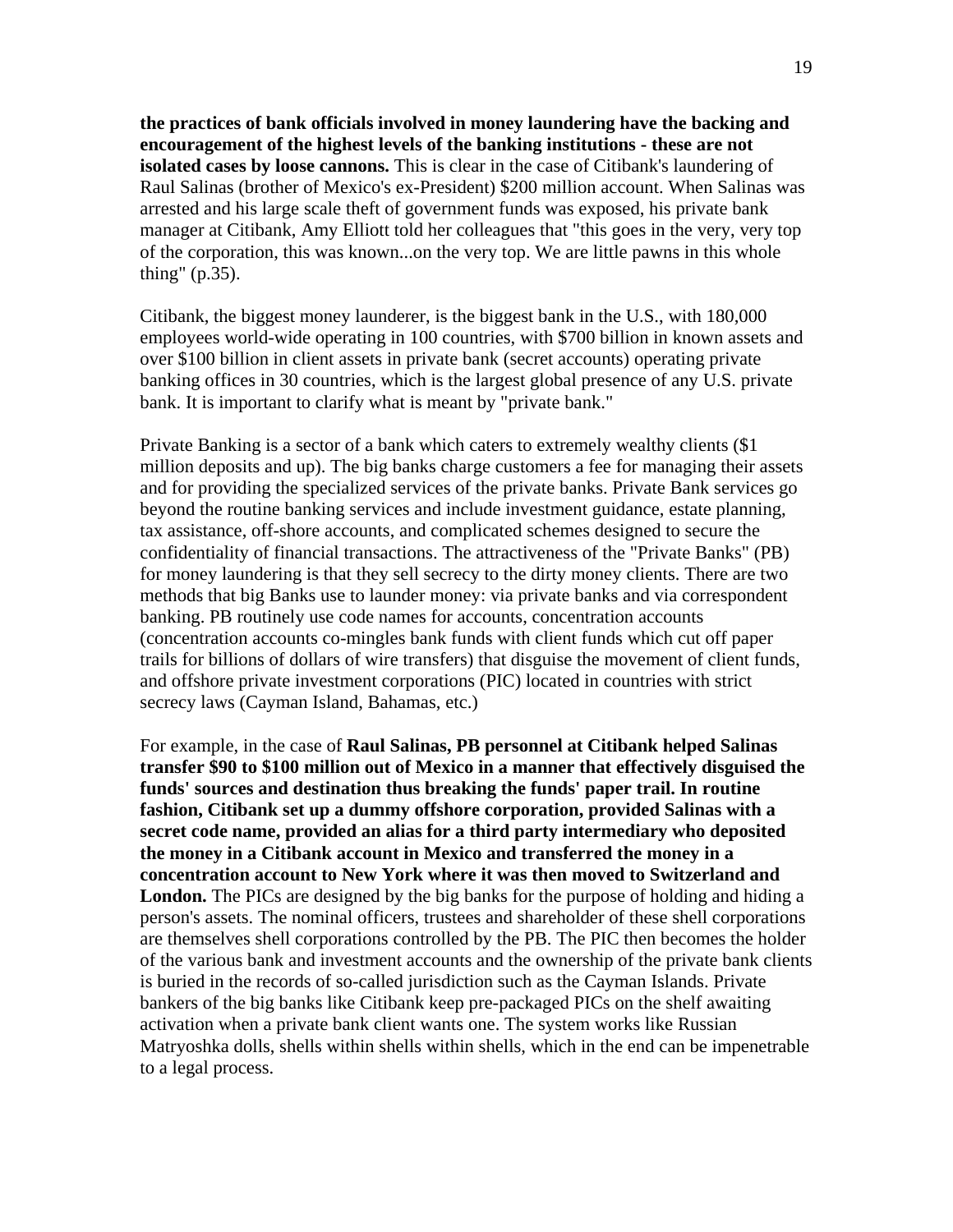**the practices of bank officials involved in money laundering have the backing and encouragement of the highest levels of the banking institutions - these are not isolated cases by loose cannons.** This is clear in the case of Citibank's laundering of Raul Salinas (brother of Mexico's ex-President) $200 million account. When Salinas was arrested and his large scale theft of government funds was exposed, his private bank manager at Citibank, Amy Elliott told her colleagues that "this goes in the very, very top of the corporation, this was known...on the very top. We are little pawns in this whole thing" (p.35).

Citibank, the biggest money launderer, is the biggest bank in the U.S., with 180,000 employees world-wide operating in 100 countries, with $700 billion in known assets and over $100 billion in client assets in private bank (secret accounts) operating private banking offices in 30 countries, which is the largest global presence of any U.S. private bank. It is important to clarify what is meant by "private bank."

Private Banking is a sector of a bank which caters to extremely wealthy clients ($1 million deposits and up). The big banks charge customers a fee for managing their assets and for providing the specialized services of the private banks. Private Bank services go beyond the routine banking services and include investment guidance, estate planning, tax assistance, off-shore accounts, and complicated schemes designed to secure the confidentiality of financial transactions. The attractiveness of the "Private Banks" (PB) for money laundering is that they sell secrecy to the dirty money clients. There are two methods that big Banks use to launder money: via private banks and via correspondent banking. PB routinely use code names for accounts, concentration accounts (concentration accounts co-mingles bank funds with client funds which cut off paper trails for billions of dollars of wire transfers) that disguise the movement of client funds, and offshore private investment corporations (PIC) located in countries with strict secrecy laws (Cayman Island, Bahamas, etc.)

For example, in the case of **Raul Salinas, PB personnel at Citibank helped Salinas transfer $90 to $100 million out of Mexico in a manner that effectively disguised the funds' sources and destination thus breaking the funds' paper trail. In routine fashion, Citibank set up a dummy offshore corporation, provided Salinas with a secret code name, provided an alias for a third party intermediary who deposited the money in a Citibank account in Mexico and transferred the money in a concentration account to New York where it was then moved to Switzerland and London.** The PICs are designed by the big banks for the purpose of holding and hiding a person's assets. The nominal officers, trustees and shareholder of these shell corporations are themselves shell corporations controlled by the PB. The PIC then becomes the holder of the various bank and investment accounts and the ownership of the private bank clients is buried in the records of so-called jurisdiction such as the Cayman Islands. Private bankers of the big banks like Citibank keep pre-packaged PICs on the shelf awaiting activation when a private bank client wants one. The system works like Russian Matryoshka dolls, shells within shells within shells, which in the end can be impenetrable to a legal process.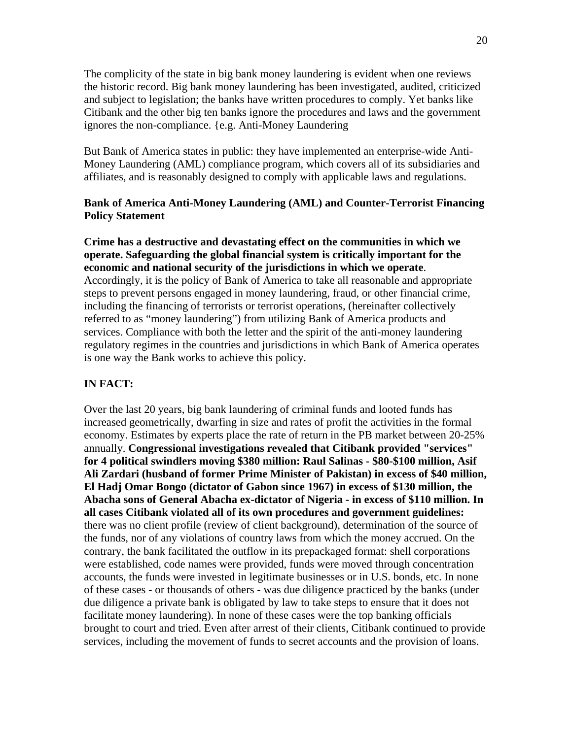The complicity of the state in big bank money laundering is evident when one reviews the historic record. Big bank money laundering has been investigated, audited, criticized and subject to legislation; the banks have written procedures to comply. Yet banks like Citibank and the other big ten banks ignore the procedures and laws and the government ignores the non-compliance. {e.g. Anti-Money Laundering

But Bank of America states in public: they have implemented an enterprise-wide Anti-Money Laundering (AML) compliance program, which covers all of its subsidiaries and affiliates, and is reasonably designed to comply with applicable laws and regulations.

**Bank of America Anti-Money Laundering (AML) and Counter-Terrorist Financing Policy Statement**

**Crime has a destructive and devastating effect on the communities in which we operate. Safeguarding the global financial system is critically important for the economic and national security of the jurisdictions in which we operate**. Accordingly, it is the policy of Bank of America to take all reasonable and appropriate steps to prevent persons engaged in money laundering, fraud, or other financial crime, including the financing of terrorists or terrorist operations, (hereinafter collectively referred to as "money laundering") from utilizing Bank of America products and services. Compliance with both the letter and the spirit of the anti-money laundering regulatory regimes in the countries and jurisdictions in which Bank of America operates is one way the Bank works to achieve this policy.

**IN FACT:**

Over the last 20 years, big bank laundering of criminal funds and looted funds has increased geometrically, dwarfing in size and rates of profit the activities in the formal economy. Estimates by experts place the rate of return in the PB market between 20-25% annually. **Congressional investigations revealed that Citibank provided "services" for 4 political swindlers moving $380 million: Raul Salinas - $80-$100 million, Asif Ali Zardari (husband of former Prime Minister of Pakistan) in excess of $40 million, El Hadj Omar Bongo (dictator of Gabon since 1967) in excess of $130 million, the Abacha sons of General Abacha ex-dictator of Nigeria - in excess of $110 million. In all cases Citibank violated all of its own procedures and government guidelines:** there was no client profile (review of client background), determination of the source of the funds, nor of any violations of country laws from which the money accrued. On the contrary, the bank facilitated the outflow in its prepackaged format: shell corporations were established, code names were provided, funds were moved through concentration accounts, the funds were invested in legitimate businesses or in U.S. bonds, etc. In none of these cases - or thousands of others - was due diligence practiced by the banks (under due diligence a private bank is obligated by law to take steps to ensure that it does not facilitate money laundering). In none of these cases were the top banking officials brought to court and tried. Even after arrest of their clients, Citibank continued to provide services, including the movement of funds to secret accounts and the provision of loans.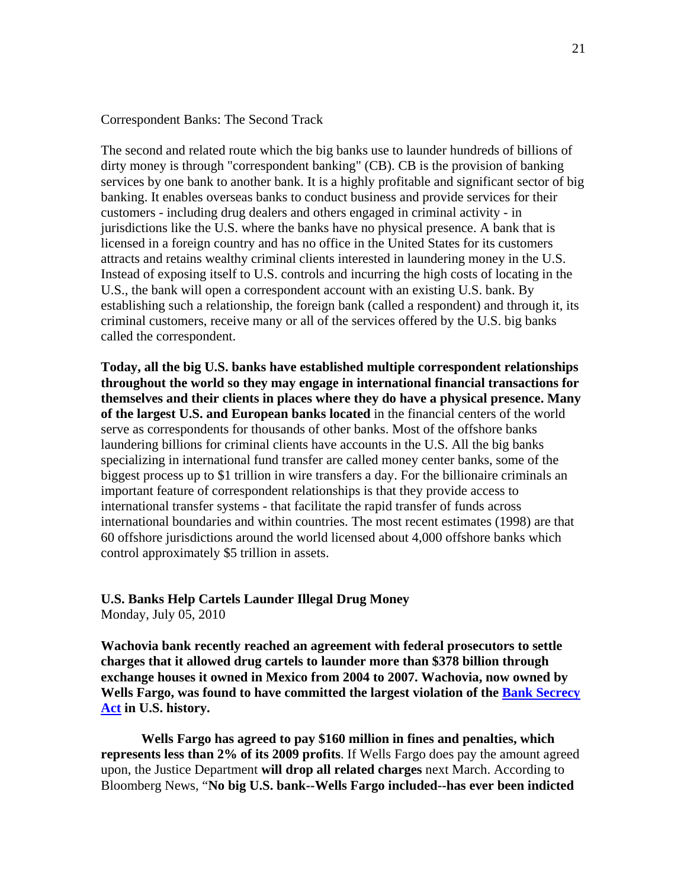Correspondent Banks: The Second Track

The second and related route which the big banks use to launder hundreds of billions of dirty money is through "correspondent banking" (CB). CB is the provision of banking services by one bank to another bank. It is a highly profitable and significant sector of big banking. It enables overseas banks to conduct business and provide services for their customers - including drug dealers and others engaged in criminal activity - in jurisdictions like the U.S. where the banks have no physical presence. A bank that is licensed in a foreign country and has no office in the United States for its customers attracts and retains wealthy criminal clients interested in laundering money in the U.S. Instead of exposing itself to U.S. controls and incurring the high costs of locating in the U.S., the bank will open a correspondent account with an existing U.S. bank. By establishing such a relationship, the foreign bank (called a respondent) and through it, its criminal customers, receive many or all of the services offered by the U.S. big banks called the correspondent.

**Today, all the big U.S. banks have established multiple correspondent relationships throughout the world so they may engage in international financial transactions for themselves and their clients in places where they do have a physical presence. Many of the largest U.S. and European banks located** in the financial centers of the world serve as correspondents for thousands of other banks. Most of the offshore banks laundering billions for criminal clients have accounts in the U.S. All the big banks specializing in international fund transfer are called money center banks, some of the biggest process up to $1 trillion in wire transfers a day. For the billionaire criminals an important feature of correspondent relationships is that they provide access to international transfer systems - that facilitate the rapid transfer of funds across international boundaries and within countries. The most recent estimates (1998) are that 60 offshore jurisdictions around the world licensed about 4,000 offshore banks which control approximately $5 trillion in assets.

**U.S. Banks Help Cartels Launder Illegal Drug Money**
Monday, July 05, 2010

**Wachovia bank recently reached an agreement with federal prosecutors to settle charges that it allowed drug cartels to launder more than $378 billion through exchange houses it owned in Mexico from 2004 to 2007. Wachovia, now owned by Wells Fargo, was found to have committed the largest violation of the Bank Secrecy Act in U.S. history.**

**Wells Fargo has agreed to pay $160 million in fines and penalties, which represents less than 2% of its 2009 profits**. If Wells Fargo does pay the amount agreed upon, the Justice Department **will drop all related charges** next March. According to Bloomberg News, "**No big U.S. bank--Wells Fargo included--has ever been indicted**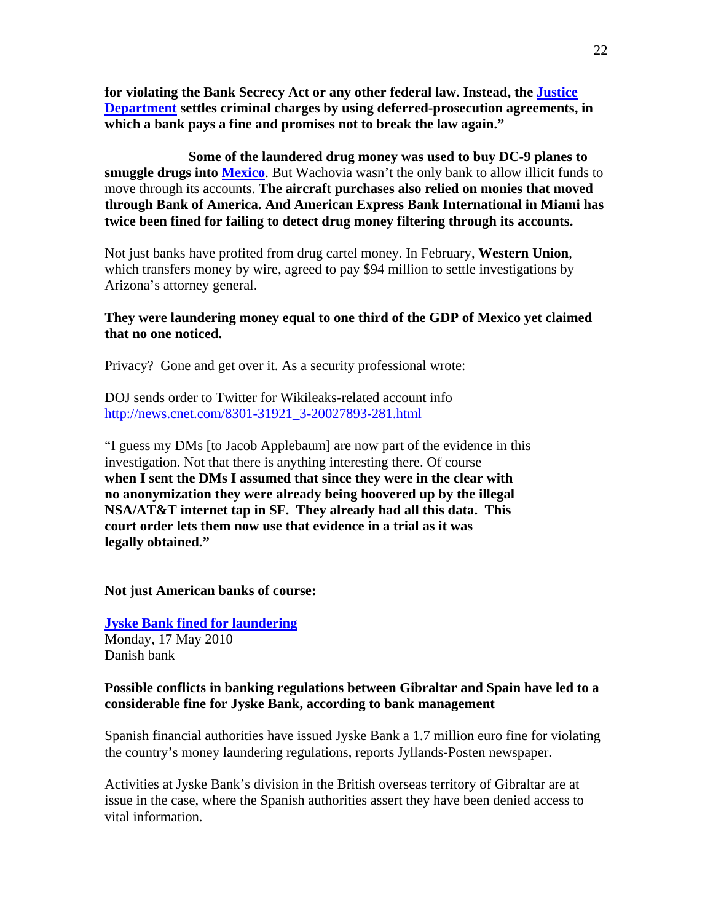**for violating the Bank Secrecy Act or any other federal law. Instead, the [Justice Department](#) settles criminal charges by using deferred-prosecution agreements, in which a bank pays a fine and promises not to break the law again."**

**Some of the laundered drug money was used to buy DC-9 planes to smuggle drugs into [Mexico](#)**. But Wachovia wasn't the only bank to allow illicit funds to move through its accounts. **The aircraft purchases also relied on monies that moved through Bank of America. And American Express Bank International in Miami has twice been fined for failing to detect drug money filtering through its accounts.**

Not just banks have profited from drug cartel money. In February, **Western Union**, which transfers money by wire, agreed to pay $94 million to settle investigations by Arizona's attorney general.

**They were laundering money equal to one third of the GDP of Mexico yet claimed that no one noticed.**

Privacy? Gone and get over it. As a security professional wrote:

DOJ sends order to Twitter for Wikileaks-related account info
http://news.cnet.com/8301-31921_3-20027893-281.html

"I guess my DMs [to Jacob Applebaum] are now part of the evidence in this investigation. Not that there is anything interesting there. Of course **when I sent the DMs I assumed that since they were in the clear with no anonymization they were already being hoovered up by the illegal NSA/AT&T internet tap in SF. They already had all this data. This court order lets them now use that evidence in a trial as it was legally obtained."**

**Not just American banks of course:**

**[Jyske Bank fined for laundering](#)**
Monday, 17 May 2010
Danish bank

**Possible conflicts in banking regulations between Gibraltar and Spain have led to a considerable fine for Jyske Bank, according to bank management**

Spanish financial authorities have issued Jyske Bank a 1.7 million euro fine for violating the country's money laundering regulations, reports Jyllands-Posten newspaper.

Activities at Jyske Bank's division in the British overseas territory of Gibraltar are at issue in the case, where the Spanish authorities assert they have been denied access to vital information.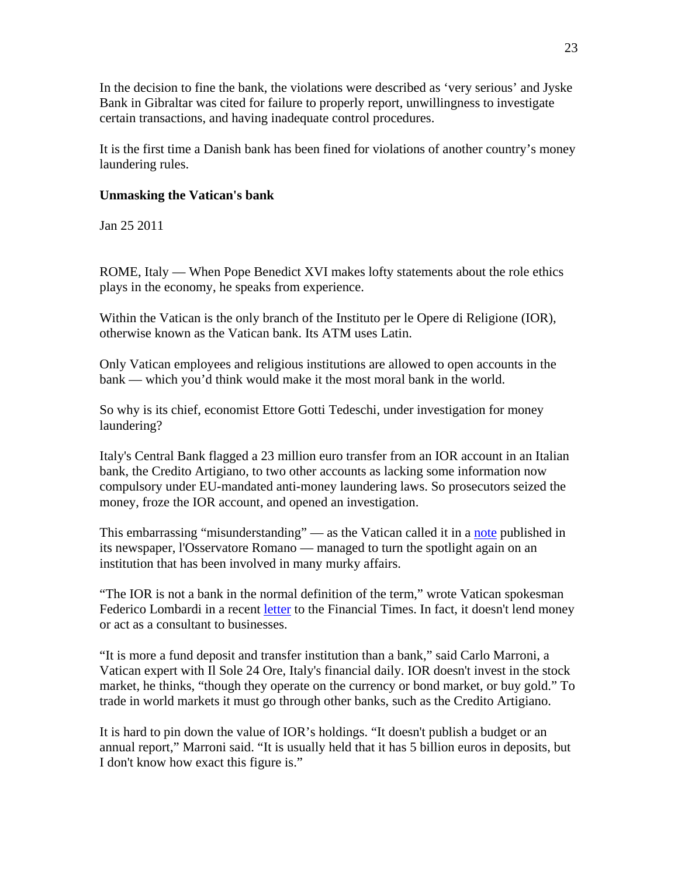In the decision to fine the bank, the violations were described as 'very serious' and Jyske Bank in Gibraltar was cited for failure to properly report, unwillingness to investigate certain transactions, and having inadequate control procedures.

It is the first time a Danish bank has been fined for violations of another country's money laundering rules.

**Unmasking the Vatican's bank**

Jan 25 2011

ROME, Italy — When Pope Benedict XVI makes lofty statements about the role ethics plays in the economy, he speaks from experience.

Within the Vatican is the only branch of the Instituto per le Opere di Religione (IOR), otherwise known as the Vatican bank. Its ATM uses Latin.

Only Vatican employees and religious institutions are allowed to open accounts in the bank — which you'd think would make it the most moral bank in the world.

So why is its chief, economist Ettore Gotti Tedeschi, under investigation for money laundering?

Italy's Central Bank flagged a 23 million euro transfer from an IOR account in an Italian bank, the Credito Artigiano, to two other accounts as lacking some information now compulsory under EU-mandated anti-money laundering laws. So prosecutors seized the money, froze the IOR account, and opened an investigation.

This embarrassing "misunderstanding" — as the Vatican called it in a note published in its newspaper, l'Osservatore Romano — managed to turn the spotlight again on an institution that has been involved in many murky affairs.

"The IOR is not a bank in the normal definition of the term," wrote Vatican spokesman Federico Lombardi in a recent letter to the Financial Times. In fact, it doesn't lend money or act as a consultant to businesses.

"It is more a fund deposit and transfer institution than a bank," said Carlo Marroni, a Vatican expert with Il Sole 24 Ore, Italy's financial daily. IOR doesn't invest in the stock market, he thinks, "though they operate on the currency or bond market, or buy gold." To trade in world markets it must go through other banks, such as the Credito Artigiano.

It is hard to pin down the value of IOR's holdings. "It doesn't publish a budget or an annual report," Marroni said. "It is usually held that it has 5 billion euros in deposits, but I don't know how exact this figure is."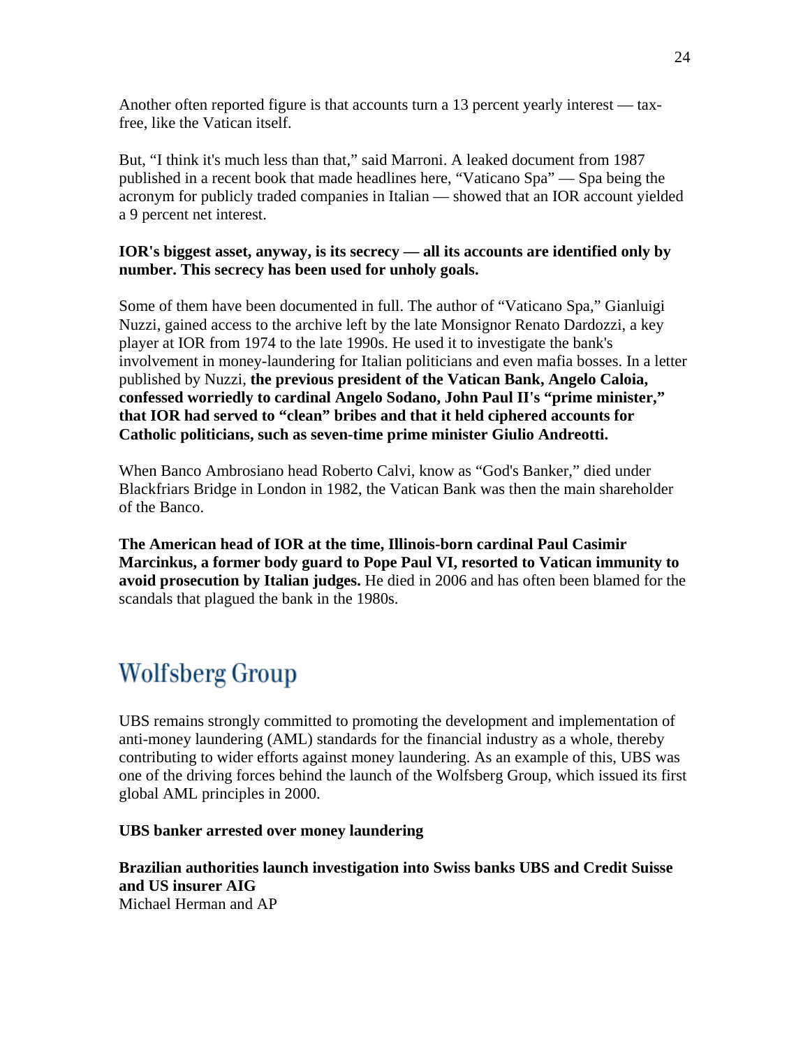Another often reported figure is that accounts turn a 13 percent yearly interest — tax-free, like the Vatican itself.

But, "I think it's much less than that," said Marroni. A leaked document from 1987 published in a recent book that made headlines here, "Vaticano Spa" — Spa being the acronym for publicly traded companies in Italian — showed that an IOR account yielded a 9 percent net interest.

**IOR's biggest asset, anyway, is its secrecy — all its accounts are identified only by number. This secrecy has been used for unholy goals.**

Some of them have been documented in full. The author of "Vaticano Spa," Gianluigi Nuzzi, gained access to the archive left by the late Monsignor Renato Dardozzi, a key player at IOR from 1974 to the late 1990s. He used it to investigate the bank's involvement in money-laundering for Italian politicians and even mafia bosses. In a letter published by Nuzzi, **the previous president of the Vatican Bank, Angelo Caloia, confessed worriedly to cardinal Angelo Sodano, John Paul II's "prime minister," that IOR had served to "clean" bribes and that it held ciphered accounts for Catholic politicians, such as seven-time prime minister Giulio Andreotti.**

When Banco Ambrosiano head Roberto Calvi, know as "God's Banker," died under Blackfriars Bridge in London in 1982, the Vatican Bank was then the main shareholder of the Banco.

**The American head of IOR at the time, Illinois-born cardinal Paul Casimir Marcinkus, a former body guard to Pope Paul VI, resorted to Vatican immunity to avoid prosecution by Italian judges.** He died in 2006 and has often been blamed for the scandals that plagued the bank in the 1980s.

# Wolfsberg Group

UBS remains strongly committed to promoting the development and implementation of anti-money laundering (AML) standards for the financial industry as a whole, thereby contributing to wider efforts against money laundering. As an example of this, UBS was one of the driving forces behind the launch of the Wolfsberg Group, which issued its first global AML principles in 2000.

**UBS banker arrested over money laundering**

**Brazilian authorities launch investigation into Swiss banks UBS and Credit Suisse and US insurer AIG**
Michael Herman and AP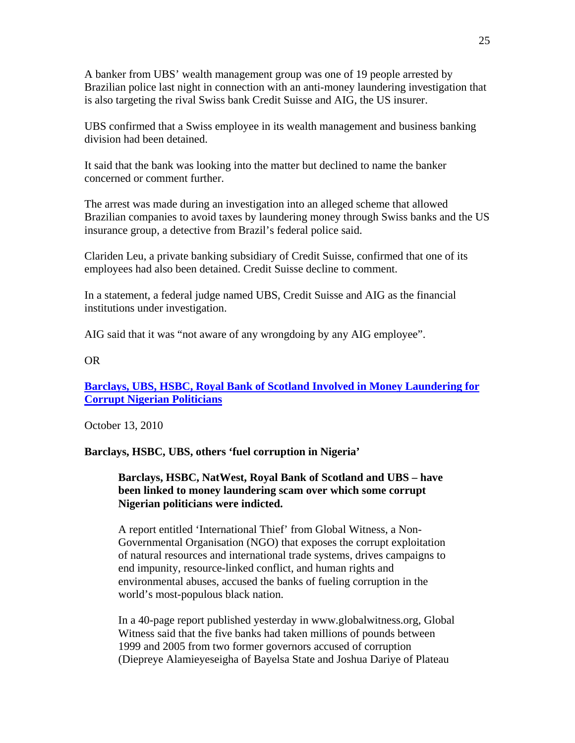A banker from UBS' wealth management group was one of 19 people arrested by Brazilian police last night in connection with an anti-money laundering investigation that is also targeting the rival Swiss bank Credit Suisse and AIG, the US insurer.

UBS confirmed that a Swiss employee in its wealth management and business banking division had been detained.

It said that the bank was looking into the matter but declined to name the banker concerned or comment further.

The arrest was made during an investigation into an alleged scheme that allowed Brazilian companies to avoid taxes by laundering money through Swiss banks and the US insurance group, a detective from Brazil's federal police said.

Clariden Leu, a private banking subsidiary of Credit Suisse, confirmed that one of its employees had also been detained. Credit Suisse decline to comment.

In a statement, a federal judge named UBS, Credit Suisse and AIG as the financial institutions under investigation.

AIG said that it was "not aware of any wrongdoing by any AIG employee".

OR

**Barclays, UBS, HSBC, Royal Bank of Scotland Involved in Money Laundering for Corrupt Nigerian Politicians**

October 13, 2010

**Barclays, HSBC, UBS, others 'fuel corruption in Nigeria'**

> **Barclays, HSBC, NatWest, Royal Bank of Scotland and UBS – have been linked to money laundering scam over which some corrupt Nigerian politicians were indicted.**
>
> A report entitled 'International Thief' from Global Witness, a Non-Governmental Organisation (NGO) that exposes the corrupt exploitation of natural resources and international trade systems, drives campaigns to end impunity, resource-linked conflict, and human rights and environmental abuses, accused the banks of fueling corruption in the world's most-populous black nation.
>
> In a 40-page report published yesterday in www.globalwitness.org, Global Witness said that the five banks had taken millions of pounds between 1999 and 2005 from two former governors accused of corruption (Diepreye Alamieyeseigha of Bayelsa State and Joshua Dariye of Plateau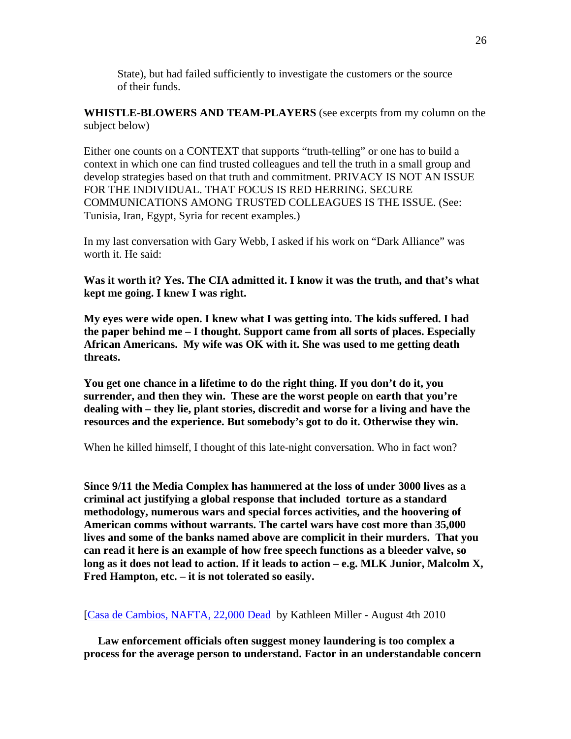State), but had failed sufficiently to investigate the customers or the source of their funds.

**WHISTLE-BLOWERS AND TEAM-PLAYERS** (see excerpts from my column on the subject below)

Either one counts on a CONTEXT that supports "truth-telling" or one has to build a context in which one can find trusted colleagues and tell the truth in a small group and develop strategies based on that truth and commitment. PRIVACY IS NOT AN ISSUE FOR THE INDIVIDUAL. THAT FOCUS IS RED HERRING. SECURE COMMUNICATIONS AMONG TRUSTED COLLEAGUES IS THE ISSUE. (See: Tunisia, Iran, Egypt, Syria for recent examples.)

In my last conversation with Gary Webb, I asked if his work on "Dark Alliance" was worth it. He said:

**Was it worth it? Yes. The CIA admitted it. I know it was the truth, and that's what kept me going. I knew I was right.**

**My eyes were wide open. I knew what I was getting into. The kids suffered. I had the paper behind me – I thought. Support came from all sorts of places. Especially African Americans. My wife was OK with it. She was used to me getting death threats.**

**You get one chance in a lifetime to do the right thing. If you don't do it, you surrender, and then they win. These are the worst people on earth that you're dealing with – they lie, plant stories, discredit and worse for a living and have the resources and the experience. But somebody's got to do it. Otherwise they win.**

When he killed himself, I thought of this late-night conversation. Who in fact won?

**Since 9/11 the Media Complex has hammered at the loss of under 3000 lives as a criminal act justifying a global response that included torture as a standard methodology, numerous wars and special forces activities, and the hoovering of American comms without warrants. The cartel wars have cost more than 35,000 lives and some of the banks named above are complicit in their murders. That you can read it here is an example of how free speech functions as a bleeder valve, so long as it does not lead to action. If it leads to action – e.g. MLK Junior, Malcolm X, Fred Hampton, etc. – it is not tolerated so easily.**

[Casa de Cambios, NAFTA, 22,000 Dead by Kathleen Miller - August 4th 2010

**Law enforcement officials often suggest money laundering is too complex a process for the average person to understand. Factor in an understandable concern**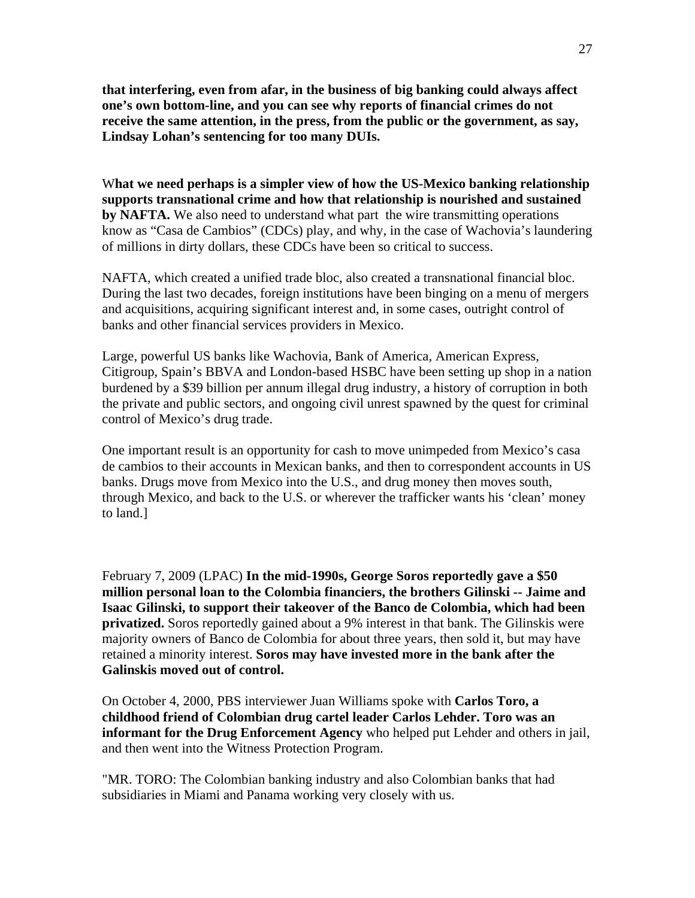**that interfering, even from afar, in the business of big banking could always affect one's own bottom-line, and you can see why reports of financial crimes do not receive the same attention, in the press, from the public or the government, as say, Lindsay Lohan's sentencing for too many DUIs.**

W**hat we need perhaps is a simpler view of how the US-Mexico banking relationship supports transnational crime and how that relationship is nourished and sustained by NAFTA.** We also need to understand what part the wire transmitting operations know as "Casa de Cambios" (CDCs) play, and why, in the case of Wachovia's laundering of millions in dirty dollars, these CDCs have been so critical to success.

NAFTA, which created a unified trade bloc, also created a transnational financial bloc. During the last two decades, foreign institutions have been binging on a menu of mergers and acquisitions, acquiring significant interest and, in some cases, outright control of banks and other financial services providers in Mexico.

Large, powerful US banks like Wachovia, Bank of America, American Express, Citigroup, Spain's BBVA and London-based HSBC have been setting up shop in a nation burdened by a $39 billion per annum illegal drug industry, a history of corruption in both the private and public sectors, and ongoing civil unrest spawned by the quest for criminal control of Mexico's drug trade.

One important result is an opportunity for cash to move unimpeded from Mexico's casa de cambios to their accounts in Mexican banks, and then to correspondent accounts in US banks. Drugs move from Mexico into the U.S., and drug money then moves south, through Mexico, and back to the U.S. or wherever the trafficker wants his 'clean' money to land.]

February 7, 2009 (LPAC) **In the mid-1990s, George Soros reportedly gave a $50 million personal loan to the Colombia financiers, the brothers Gilinski -- Jaime and Isaac Gilinski, to support their takeover of the Banco de Colombia, which had been privatized.** Soros reportedly gained about a 9% interest in that bank. The Gilinskis were majority owners of Banco de Colombia for about three years, then sold it, but may have retained a minority interest. **Soros may have invested more in the bank after the Galinskis moved out of control.**

On October 4, 2000, PBS interviewer Juan Williams spoke with **Carlos Toro, a childhood friend of Colombian drug cartel leader Carlos Lehder. Toro was an informant for the Drug Enforcement Agency** who helped put Lehder and others in jail, and then went into the Witness Protection Program.

"MR. TORO: The Colombian banking industry and also Colombian banks that had subsidiaries in Miami and Panama working very closely with us.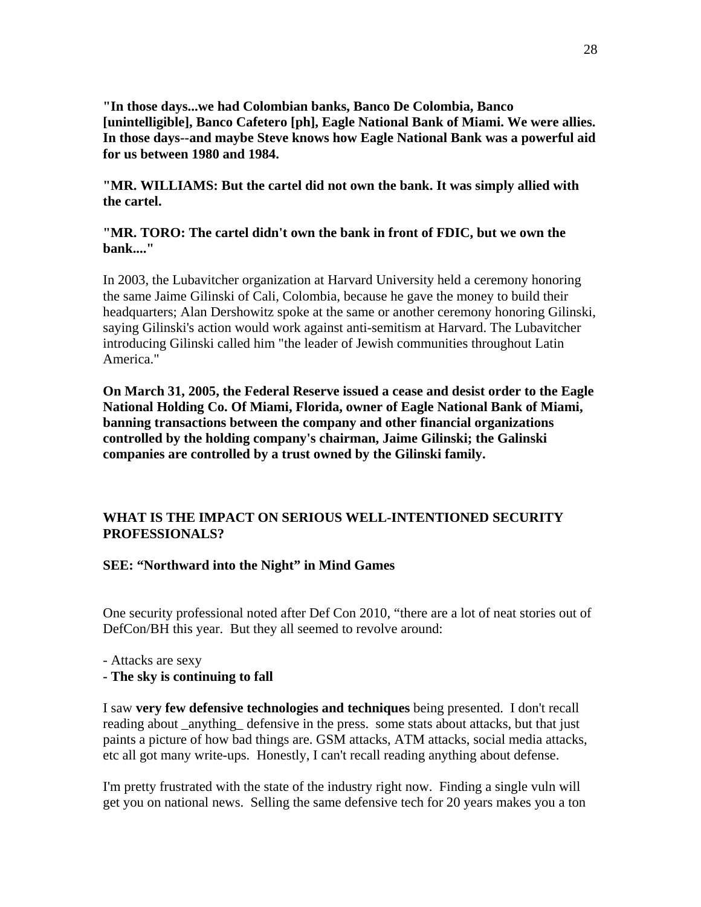**"In those days...we had Colombian banks, Banco De Colombia, Banco [unintelligible], Banco Cafetero [ph], Eagle National Bank of Miami. We were allies. In those days--and maybe Steve knows how Eagle National Bank was a powerful aid for us between 1980 and 1984.**

**"MR. WILLIAMS: But the cartel did not own the bank. It was simply allied with the cartel.**

**"MR. TORO: The cartel didn't own the bank in front of FDIC, but we own the bank...."**

In 2003, the Lubavitcher organization at Harvard University held a ceremony honoring the same Jaime Gilinski of Cali, Colombia, because he gave the money to build their headquarters; Alan Dershowitz spoke at the same or another ceremony honoring Gilinski, saying Gilinski's action would work against anti-semitism at Harvard. The Lubavitcher introducing Gilinski called him "the leader of Jewish communities throughout Latin America."

**On March 31, 2005, the Federal Reserve issued a cease and desist order to the Eagle National Holding Co. Of Miami, Florida, owner of Eagle National Bank of Miami, banning transactions between the company and other financial organizations controlled by the holding company's chairman, Jaime Gilinski; the Galinski companies are controlled by a trust owned by the Gilinski family.**

## WHAT IS THE IMPACT ON SERIOUS WELL-INTENTIONED SECURITY PROFESSIONALS?

**SEE: "Northward into the Night" in Mind Games**

One security professional noted after Def Con 2010, "there are a lot of neat stories out of DefCon/BH this year. But they all seemed to revolve around:

- Attacks are sexy
- **The sky is continuing to fall**

I saw **very few defensive technologies and techniques** being presented. I don't recall reading about _anything_ defensive in the press. some stats about attacks, but that just paints a picture of how bad things are. GSM attacks, ATM attacks, social media attacks, etc all got many write-ups. Honestly, I can't recall reading anything about defense.

I'm pretty frustrated with the state of the industry right now. Finding a single vuln will get you on national news. Selling the same defensive tech for 20 years makes you a ton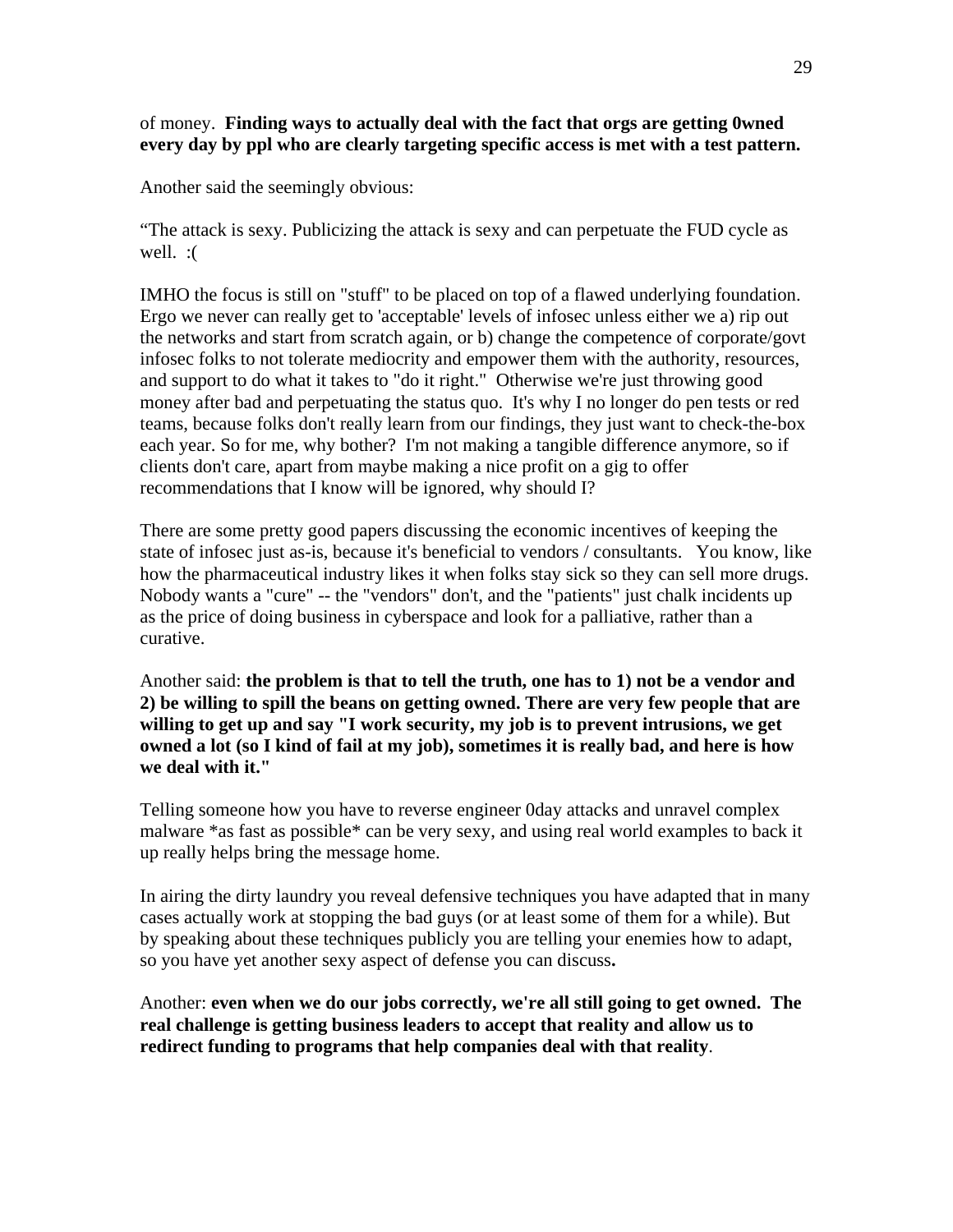of money. **Finding ways to actually deal with the fact that orgs are getting 0wned every day by ppl who are clearly targeting specific access is met with a test pattern.**

Another said the seemingly obvious:

"The attack is sexy. Publicizing the attack is sexy and can perpetuate the FUD cycle as well. :(

IMHO the focus is still on "stuff" to be placed on top of a flawed underlying foundation. Ergo we never can really get to 'acceptable' levels of infosec unless either we a) rip out the networks and start from scratch again, or b) change the competence of corporate/govt infosec folks to not tolerate mediocrity and empower them with the authority, resources, and support to do what it takes to "do it right." Otherwise we're just throwing good money after bad and perpetuating the status quo. It's why I no longer do pen tests or red teams, because folks don't really learn from our findings, they just want to check-the-box each year. So for me, why bother? I'm not making a tangible difference anymore, so if clients don't care, apart from maybe making a nice profit on a gig to offer recommendations that I know will be ignored, why should I?

There are some pretty good papers discussing the economic incentives of keeping the state of infosec just as-is, because it's beneficial to vendors / consultants. You know, like how the pharmaceutical industry likes it when folks stay sick so they can sell more drugs. Nobody wants a "cure" -- the "vendors" don't, and the "patients" just chalk incidents up as the price of doing business in cyberspace and look for a palliative, rather than a curative.

Another said: **the problem is that to tell the truth, one has to 1) not be a vendor and 2) be willing to spill the beans on getting owned. There are very few people that are willing to get up and say "I work security, my job is to prevent intrusions, we get owned a lot (so I kind of fail at my job), sometimes it is really bad, and here is how we deal with it."**

Telling someone how you have to reverse engineer 0day attacks and unravel complex malware *as fast as possible* can be very sexy, and using real world examples to back it up really helps bring the message home.

In airing the dirty laundry you reveal defensive techniques you have adapted that in many cases actually work at stopping the bad guys (or at least some of them for a while). But by speaking about these techniques publicly you are telling your enemies how to adapt, so you have yet another sexy aspect of defense you can discuss**.**

Another: **even when we do our jobs correctly, we're all still going to get owned. The real challenge is getting business leaders to accept that reality and allow us to redirect funding to programs that help companies deal with that reality**.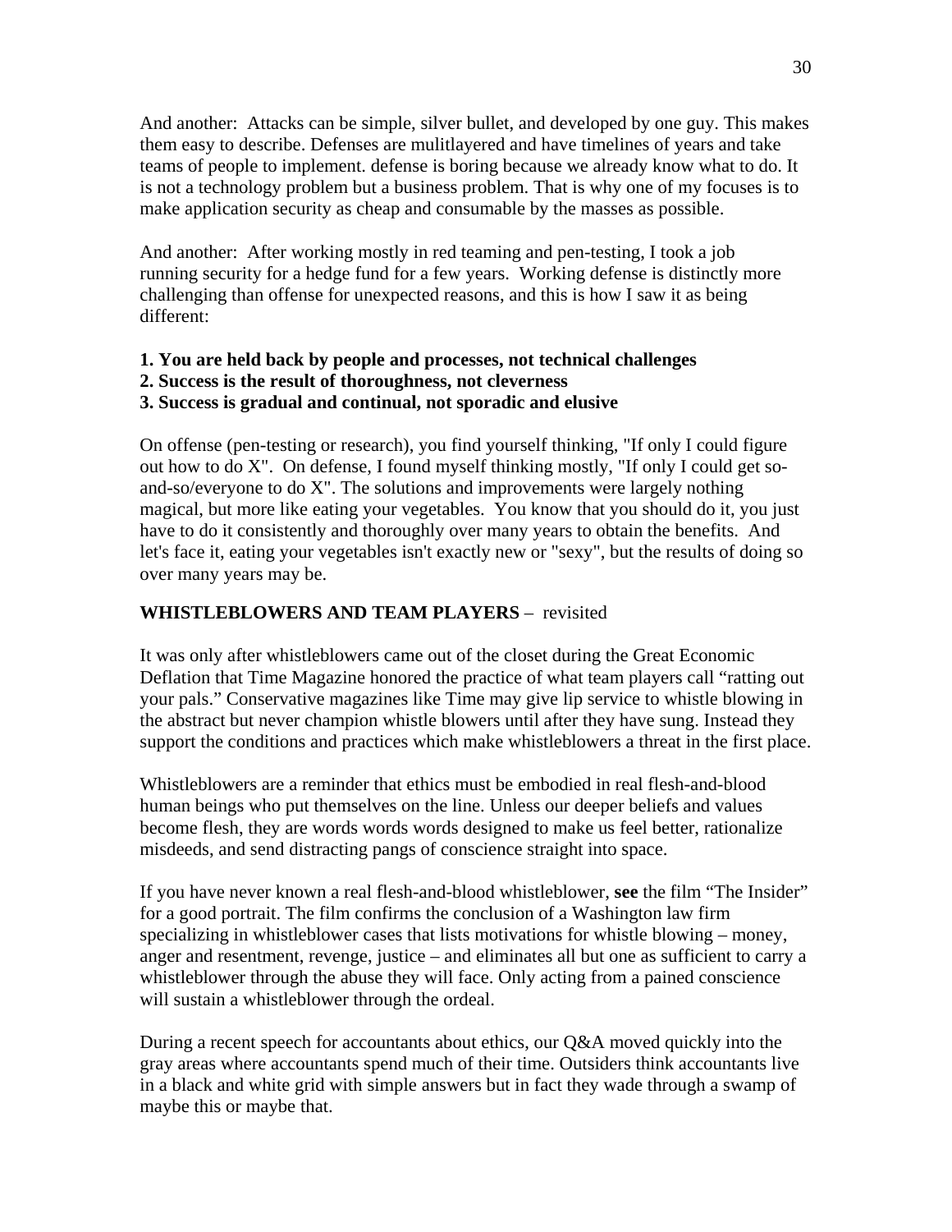And another:  Attacks can be simple, silver bullet, and developed by one guy. This makes them easy to describe. Defenses are mulitlayered and have timelines of years and take teams of people to implement. defense is boring because we already know what to do. It is not a technology problem but a business problem. That is why one of my focuses is to make application security as cheap and consumable by the masses as possible.

And another:  After working mostly in red teaming and pen-testing, I took a job running security for a hedge fund for a few years.  Working defense is distinctly more challenging than offense for unexpected reasons, and this is how I saw it as being different:

**1. You are held back by people and processes, not technical challenges**
**2. Success is the result of thoroughness, not cleverness**
**3. Success is gradual and continual, not sporadic and elusive**

On offense (pen-testing or research), you find yourself thinking, "If only I could figure out how to do X".  On defense, I found myself thinking mostly, "If only I could get so-and-so/everyone to do X". The solutions and improvements were largely nothing magical, but more like eating your vegetables.  You know that you should do it, you just have to do it consistently and thoroughly over many years to obtain the benefits.  And let's face it, eating your vegetables isn't exactly new or "sexy", but the results of doing so over many years may be.

**WHISTLEBLOWERS AND TEAM PLAYERS** –  revisited

It was only after whistleblowers came out of the closet during the Great Economic Deflation that Time Magazine honored the practice of what team players call "ratting out your pals." Conservative magazines like Time may give lip service to whistle blowing in the abstract but never champion whistle blowers until after they have sung. Instead they support the conditions and practices which make whistleblowers a threat in the first place.

Whistleblowers are a reminder that ethics must be embodied in real flesh-and-blood human beings who put themselves on the line. Unless our deeper beliefs and values become flesh, they are words words words designed to make us feel better, rationalize misdeeds, and send distracting pangs of conscience straight into space.

If you have never known a real flesh-and-blood whistleblower, **see** the film "The Insider" for a good portrait. The film confirms the conclusion of a Washington law firm specializing in whistleblower cases that lists motivations for whistle blowing – money, anger and resentment, revenge, justice – and eliminates all but one as sufficient to carry a whistleblower through the abuse they will face. Only acting from a pained conscience will sustain a whistleblower through the ordeal.

During a recent speech for accountants about ethics, our Q&A moved quickly into the gray areas where accountants spend much of their time. Outsiders think accountants live in a black and white grid with simple answers but in fact they wade through a swamp of maybe this or maybe that.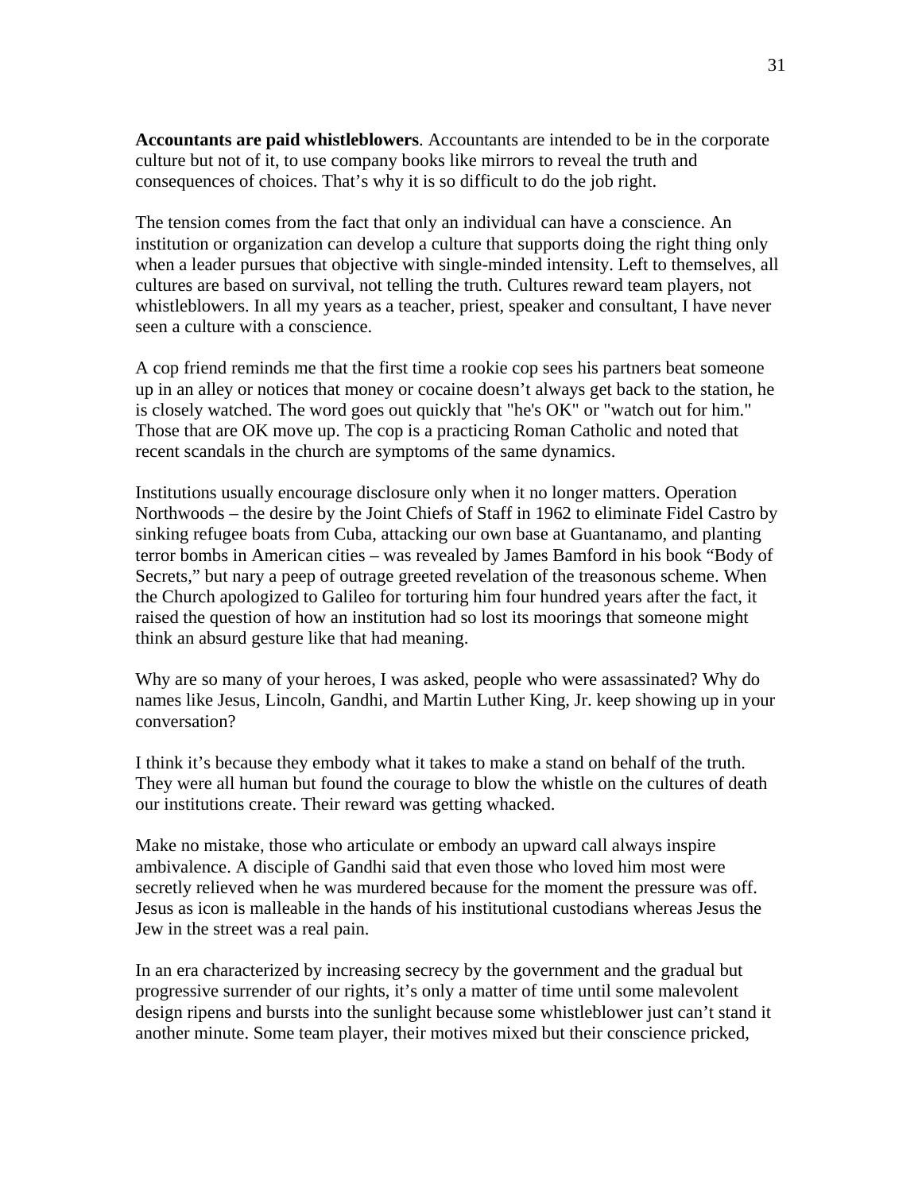**Accountants are paid whistleblowers**. Accountants are intended to be in the corporate culture but not of it, to use company books like mirrors to reveal the truth and consequences of choices. That's why it is so difficult to do the job right.

The tension comes from the fact that only an individual can have a conscience. An institution or organization can develop a culture that supports doing the right thing only when a leader pursues that objective with single-minded intensity. Left to themselves, all cultures are based on survival, not telling the truth. Cultures reward team players, not whistleblowers. In all my years as a teacher, priest, speaker and consultant, I have never seen a culture with a conscience.

A cop friend reminds me that the first time a rookie cop sees his partners beat someone up in an alley or notices that money or cocaine doesn't always get back to the station, he is closely watched. The word goes out quickly that "he's OK" or "watch out for him." Those that are OK move up. The cop is a practicing Roman Catholic and noted that recent scandals in the church are symptoms of the same dynamics.

Institutions usually encourage disclosure only when it no longer matters. Operation Northwoods – the desire by the Joint Chiefs of Staff in 1962 to eliminate Fidel Castro by sinking refugee boats from Cuba, attacking our own base at Guantanamo, and planting terror bombs in American cities – was revealed by James Bamford in his book "Body of Secrets," but nary a peep of outrage greeted revelation of the treasonous scheme. When the Church apologized to Galileo for torturing him four hundred years after the fact, it raised the question of how an institution had so lost its moorings that someone might think an absurd gesture like that had meaning.

Why are so many of your heroes, I was asked, people who were assassinated? Why do names like Jesus, Lincoln, Gandhi, and Martin Luther King, Jr. keep showing up in your conversation?

I think it's because they embody what it takes to make a stand on behalf of the truth. They were all human but found the courage to blow the whistle on the cultures of death our institutions create. Their reward was getting whacked.

Make no mistake, those who articulate or embody an upward call always inspire ambivalence. A disciple of Gandhi said that even those who loved him most were secretly relieved when he was murdered because for the moment the pressure was off. Jesus as icon is malleable in the hands of his institutional custodians whereas Jesus the Jew in the street was a real pain.

In an era characterized by increasing secrecy by the government and the gradual but progressive surrender of our rights, it's only a matter of time until some malevolent design ripens and bursts into the sunlight because some whistleblower just can't stand it another minute. Some team player, their motives mixed but their conscience pricked,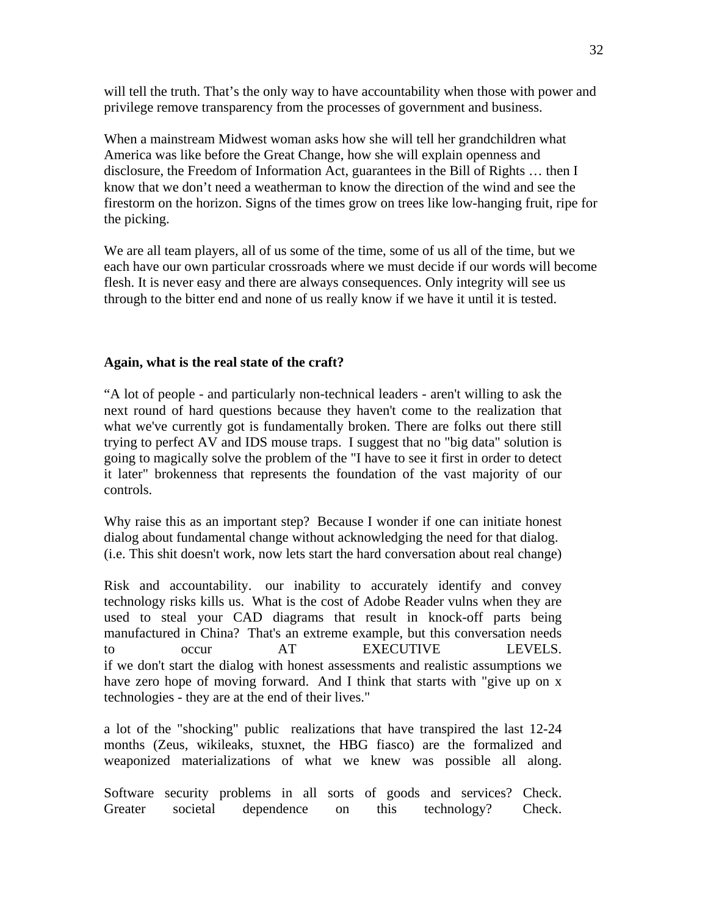will tell the truth. That's the only way to have accountability when those with power and privilege remove transparency from the processes of government and business.

When a mainstream Midwest woman asks how she will tell her grandchildren what America was like before the Great Change, how she will explain openness and disclosure, the Freedom of Information Act, guarantees in the Bill of Rights … then I know that we don't need a weatherman to know the direction of the wind and see the firestorm on the horizon. Signs of the times grow on trees like low-hanging fruit, ripe for the picking.

We are all team players, all of us some of the time, some of us all of the time, but we each have our own particular crossroads where we must decide if our words will become flesh. It is never easy and there are always consequences. Only integrity will see us through to the bitter end and none of us really know if we have it until it is tested.

**Again, what is the real state of the craft?**

"A lot of people - and particularly non-technical leaders - aren't willing to ask the next round of hard questions because they haven't come to the realization that what we've currently got is fundamentally broken. There are folks out there still trying to perfect AV and IDS mouse traps. I suggest that no "big data" solution is going to magically solve the problem of the "I have to see it first in order to detect it later" brokenness that represents the foundation of the vast majority of our controls.

Why raise this as an important step? Because I wonder if one can initiate honest dialog about fundamental change without acknowledging the need for that dialog. (i.e. This shit doesn't work, now lets start the hard conversation about real change)

Risk and accountability. our inability to accurately identify and convey technology risks kills us. What is the cost of Adobe Reader vulns when they are used to steal your CAD diagrams that result in knock-off parts being manufactured in China? That's an extreme example, but this conversation needs to occur AT EXECUTIVE LEVELS.
if we don't start the dialog with honest assessments and realistic assumptions we have zero hope of moving forward. And I think that starts with "give up on x technologies - they are at the end of their lives."

a lot of the "shocking" public realizations that have transpired the last 12-24 months (Zeus, wikileaks, stuxnet, the HBG fiasco) are the formalized and weaponized materializations of what we knew was possible all along.

Software security problems in all sorts of goods and services? Check.
Greater societal dependence on this technology? Check.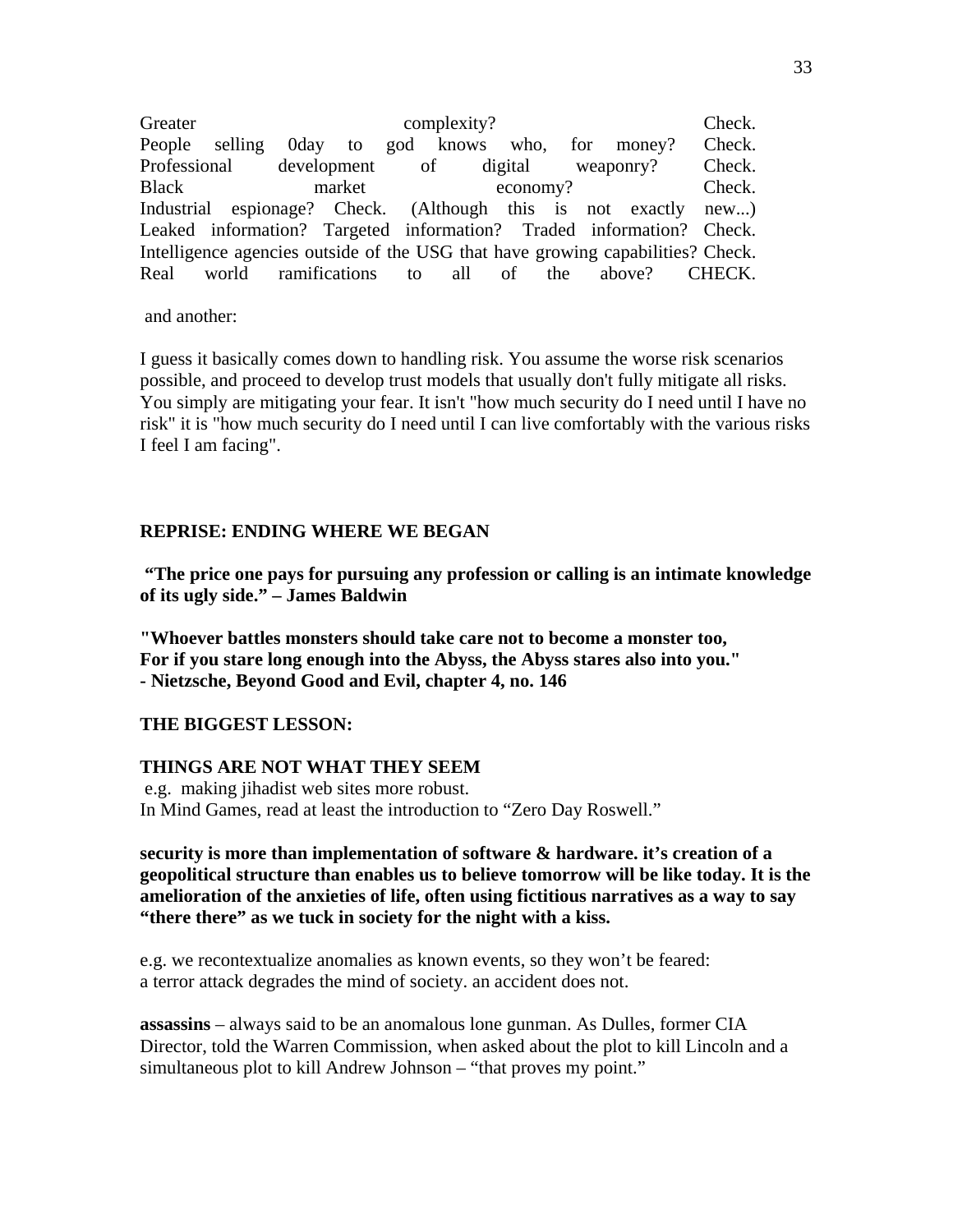Greater complexity? Check.
People selling 0day to god knows who, for money? Check.
Professional development of digital weaponry? Check.
Black market economy? Check.
Industrial espionage? Check. (Although this is not exactly new...)
Leaked information? Targeted information? Traded information? Check.
Intelligence agencies outside of the USG that have growing capabilities? Check.
Real world ramifications to all of the above? CHECK.

and another:

I guess it basically comes down to handling risk. You assume the worse risk scenarios possible, and proceed to develop trust models that usually don't fully mitigate all risks. You simply are mitigating your fear. It isn't "how much security do I need until I have no risk" it is "how much security do I need until I can live comfortably with the various risks I feel I am facing".

**REPRISE: ENDING WHERE WE BEGAN**

**"The price one pays for pursuing any profession or calling is an intimate knowledge of its ugly side." – James Baldwin**

**"Whoever battles monsters should take care not to become a monster too,**
**For if you stare long enough into the Abyss, the Abyss stares also into you."**
**- Nietzsche, Beyond Good and Evil, chapter 4, no. 146**

**THE BIGGEST LESSON:**

**THINGS ARE NOT WHAT THEY SEEM**
e.g. making jihadist web sites more robust.
In Mind Games, read at least the introduction to "Zero Day Roswell."

**security is more than implementation of software & hardware. it's creation of a geopolitical structure than enables us to believe tomorrow will be like today. It is the amelioration of the anxieties of life, often using fictitious narratives as a way to say "there there" as we tuck in society for the night with a kiss.**

e.g. we recontextualize anomalies as known events, so they won't be feared:
a terror attack degrades the mind of society. an accident does not.

**assassins** – always said to be an anomalous lone gunman. As Dulles, former CIA Director, told the Warren Commission, when asked about the plot to kill Lincoln and a simultaneous plot to kill Andrew Johnson – "that proves my point."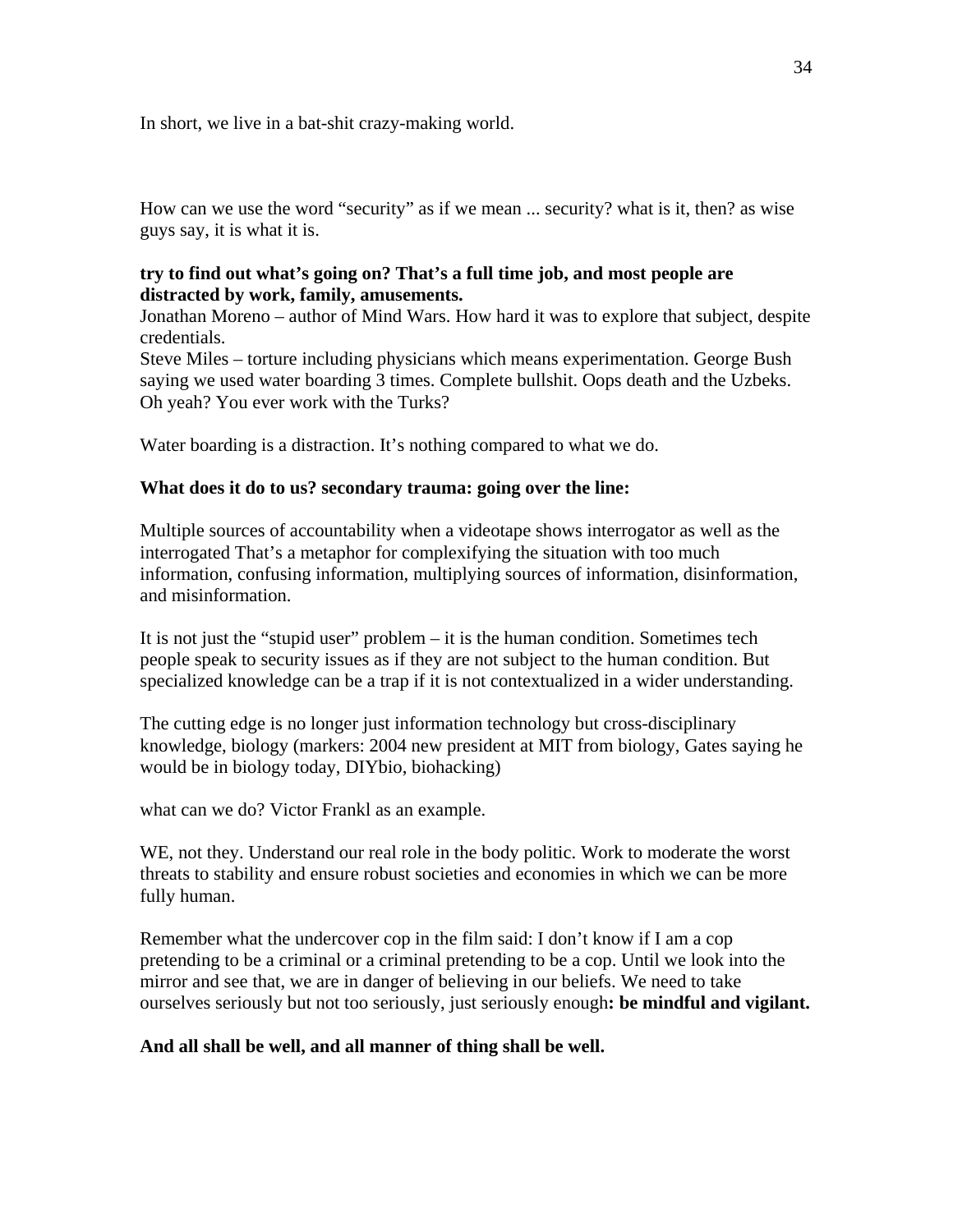In short, we live in a bat-shit crazy-making world.

How can we use the word "security" as if we mean ... security? what is it, then? as wise guys say, it is what it is.

**try to find out what's going on? That's a full time job, and most people are distracted by work, family, amusements.**

Jonathan Moreno – author of Mind Wars. How hard it was to explore that subject, despite credentials.

Steve Miles – torture including physicians which means experimentation. George Bush saying we used water boarding 3 times. Complete bullshit. Oops death and the Uzbeks. Oh yeah? You ever work with the Turks?

Water boarding is a distraction. It's nothing compared to what we do.

**What does it do to us? secondary trauma: going over the line:**

Multiple sources of accountability when a videotape shows interrogator as well as the interrogated That's a metaphor for complexifying the situation with too much information, confusing information, multiplying sources of information, disinformation, and misinformation.

It is not just the "stupid user" problem – it is the human condition. Sometimes tech people speak to security issues as if they are not subject to the human condition. But specialized knowledge can be a trap if it is not contextualized in a wider understanding.

The cutting edge is no longer just information technology but cross-disciplinary knowledge, biology (markers: 2004 new president at MIT from biology, Gates saying he would be in biology today, DIYbio, biohacking)

what can we do? Victor Frankl as an example.

WE, not they. Understand our real role in the body politic. Work to moderate the worst threats to stability and ensure robust societies and economies in which we can be more fully human.

Remember what the undercover cop in the film said: I don't know if I am a cop pretending to be a criminal or a criminal pretending to be a cop. Until we look into the mirror and see that, we are in danger of believing in our beliefs. We need to take ourselves seriously but not too seriously, just seriously enough**: be mindful and vigilant.**

**And all shall be well, and all manner of thing shall be well.**